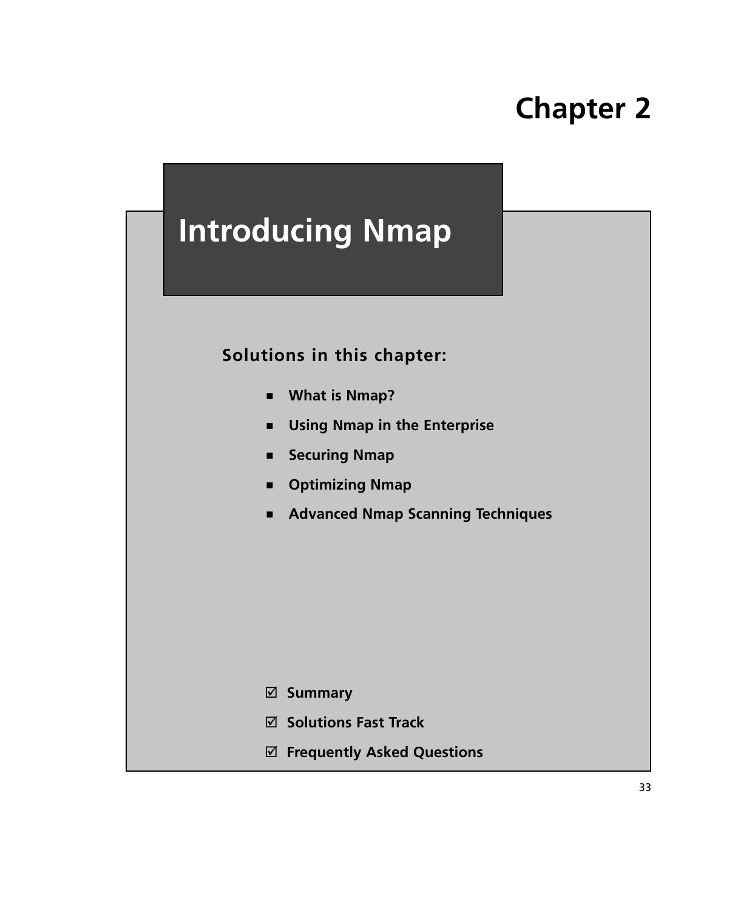# Chapter 2

# Introducing Nmap

**Solutions in this chapter:**

- **What is Nmap?**
- **Using Nmap in the Enterprise**
- **Securing Nmap**
- **Optimizing Nmap**
- **Advanced Nmap Scanning Techniques**

☑ **Summary**

☑ **Solutions Fast Track**

☑ **Frequently Asked Questions**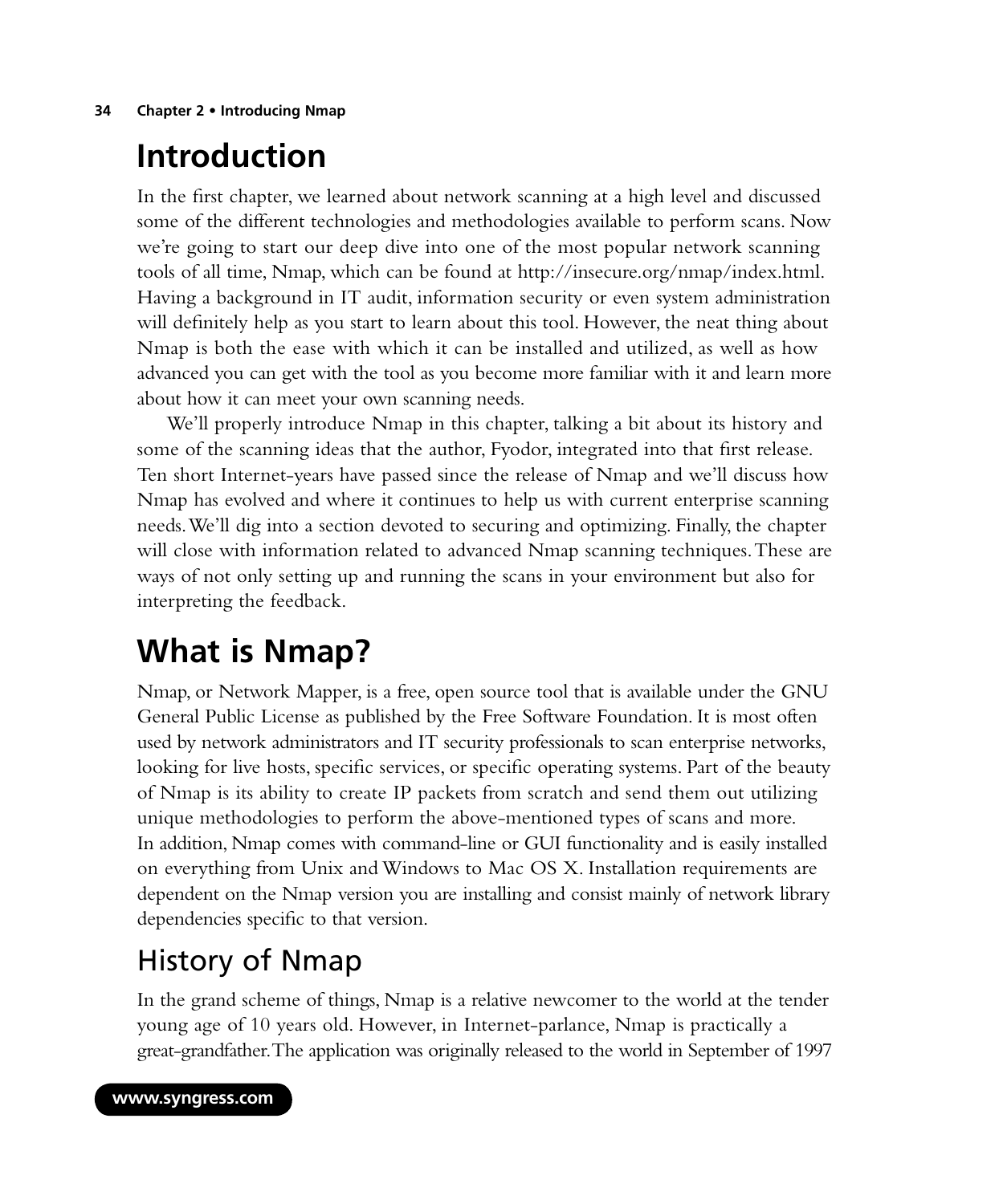# Introduction

In the first chapter, we learned about network scanning at a high level and discussed some of the different technologies and methodologies available to perform scans. Now we're going to start our deep dive into one of the most popular network scanning tools of all time, Nmap, which can be found at http://insecure.org/nmap/index.html. Having a background in IT audit, information security or even system administration will definitely help as you start to learn about this tool. However, the neat thing about Nmap is both the ease with which it can be installed and utilized, as well as how advanced you can get with the tool as you become more familiar with it and learn more about how it can meet your own scanning needs.

We'll properly introduce Nmap in this chapter, talking a bit about its history and some of the scanning ideas that the author, Fyodor, integrated into that first release. Ten short Internet-years have passed since the release of Nmap and we'll discuss how Nmap has evolved and where it continues to help us with current enterprise scanning needs. We'll dig into a section devoted to securing and optimizing. Finally, the chapter will close with information related to advanced Nmap scanning techniques. These are ways of not only setting up and running the scans in your environment but also for interpreting the feedback.

# What is Nmap?

Nmap, or Network Mapper, is a free, open source tool that is available under the GNU General Public License as published by the Free Software Foundation. It is most often used by network administrators and IT security professionals to scan enterprise networks, looking for live hosts, specific services, or specific operating systems. Part of the beauty of Nmap is its ability to create IP packets from scratch and send them out utilizing unique methodologies to perform the above-mentioned types of scans and more. In addition, Nmap comes with command-line or GUI functionality and is easily installed on everything from Unix and Windows to Mac OS X. Installation requirements are dependent on the Nmap version you are installing and consist mainly of network library dependencies specific to that version.

## History of Nmap

In the grand scheme of things, Nmap is a relative newcomer to the world at the tender young age of 10 years old. However, in Internet-parlance, Nmap is practically a great-grandfather. The application was originally released to the world in September of 1997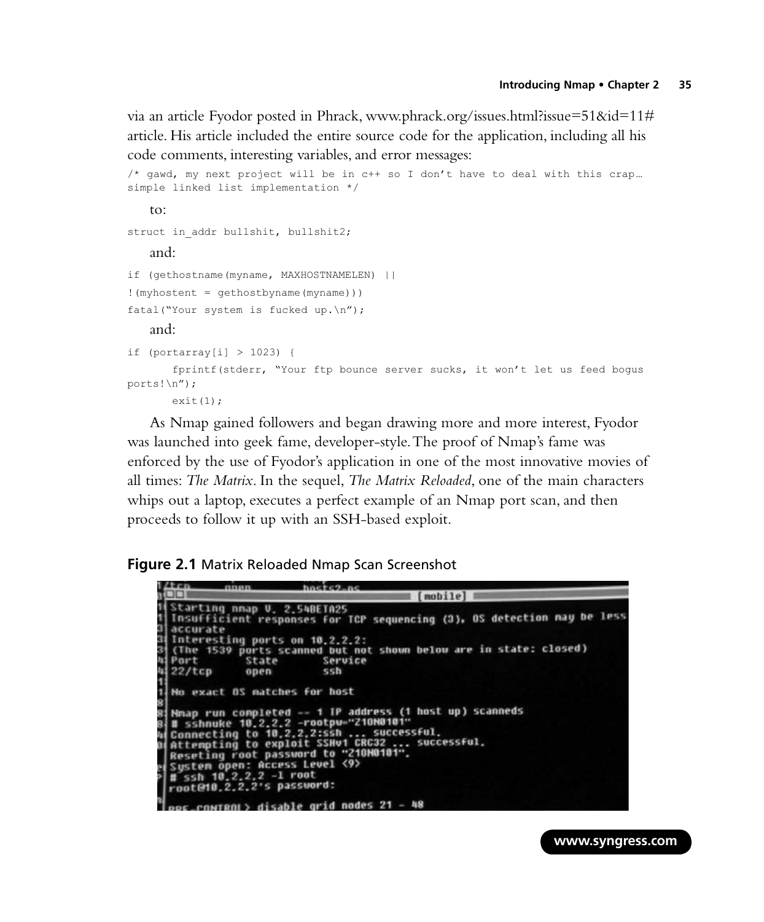via an article Fyodor posted in Phrack, www.phrack.org/issues.html?issue=51&id=11#article. His article included the entire source code for the application, including all his code comments, interesting variables, and error messages:

```
/* gawd, my next project will be in c++ so I don't have to deal with this crap…
simple linked list implementation */
```

to:

```
struct in_addr bullshit, bullshit2;
```

and:

```
if (gethostname(myname, MAXHOSTNAMELEN) ||
!(myhostent = gethostbyname(myname)))
fatal("Your system is fucked up.\n");
```

and:

```
if (portarray[i] > 1023) {
      fprintf(stderr, "Your ftp bounce server sucks, it won't let us feed bogus
ports!\n");
      exit(1);
```

As Nmap gained followers and began drawing more and more interest, Fyodor was launched into geek fame, developer-style. The proof of Nmap's fame was enforced by the use of Fyodor's application in one of the most innovative movies of all times: *The Matrix*. In the sequel, *The Matrix Reloaded*, one of the main characters whips out a laptop, executes a perfect example of an Nmap port scan, and then proceeds to follow it up with an SSH-based exploit.

**Figure 2.1** Matrix Reloaded Nmap Scan Screenshot

```
Starting nmap V. 2.54BETA25
Insufficient responses for TCP sequencing (3), OS detection may be less
accurate
Interesting ports on 10.2.2.2:
(The 1539 ports scanned but not shown below are in state: closed)
Port       State       Service
22/tcp     open        ssh

No exact OS matches for host

Nmap run completed -- 1 IP address (1 host up) scanneds
# sshnuke 10.2.2.2 -rootpw="Z10N0101"
Connecting to 10.2.2.2:ssh ... successful.
Attempting to exploit SSHv1 CRC32 ... successful.
Reseting root password to "Z10N0101".
System open: Access Level <9>
# ssh 10.2.2.2 -l root
root@10.2.2.2's password:

RRF-CONTROL> disable grid nodes 21 - 48
```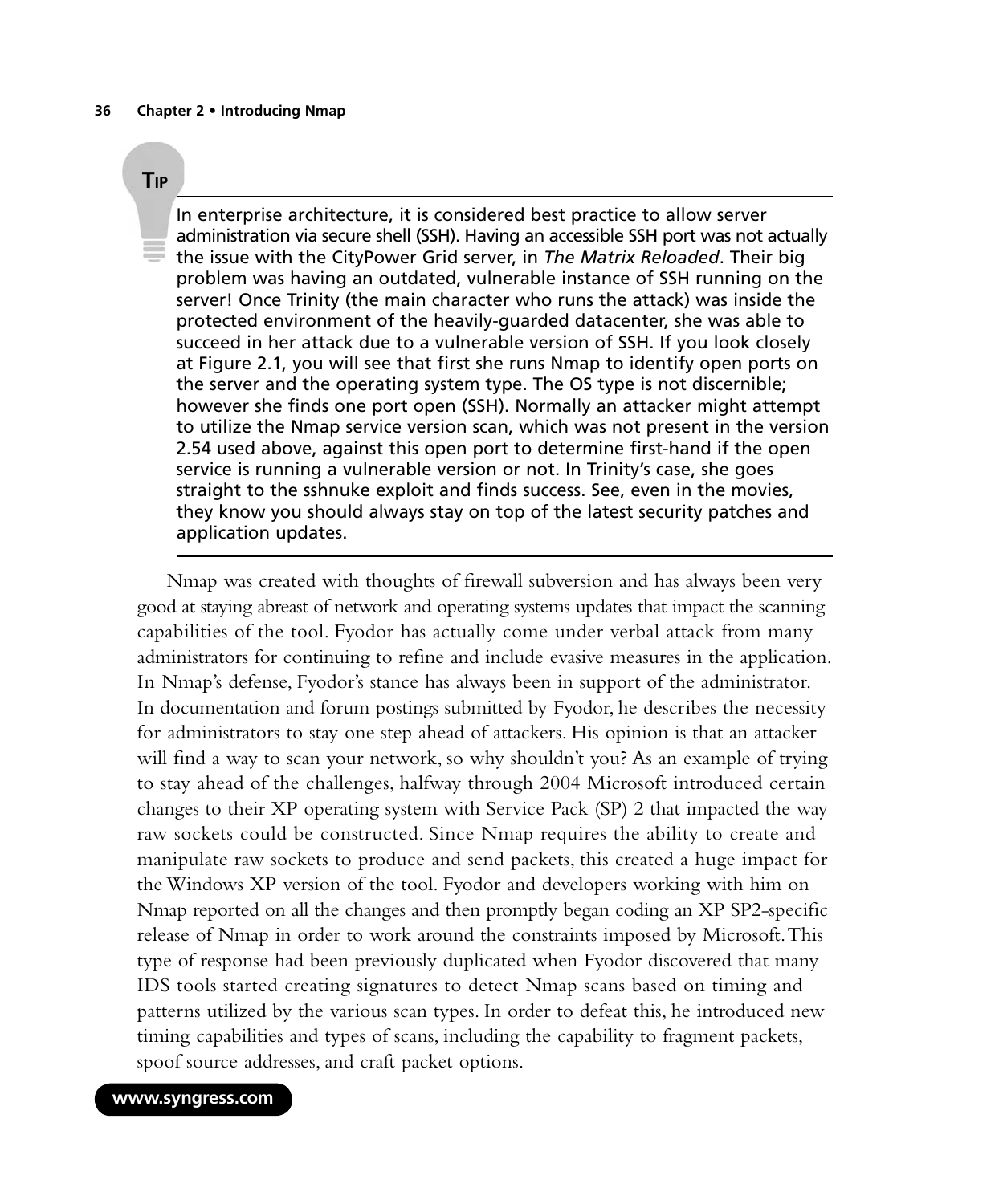**TIP**

In enterprise architecture, it is considered best practice to allow server administration via secure shell (SSH). Having an accessible SSH port was not actually the issue with the CityPower Grid server, in *The Matrix Reloaded*. Their big problem was having an outdated, vulnerable instance of SSH running on the server! Once Trinity (the main character who runs the attack) was inside the protected environment of the heavily-guarded datacenter, she was able to succeed in her attack due to a vulnerable version of SSH. If you look closely at Figure 2.1, you will see that first she runs Nmap to identify open ports on the server and the operating system type. The OS type is not discernible; however she finds one port open (SSH). Normally an attacker might attempt to utilize the Nmap service version scan, which was not present in the version 2.54 used above, against this open port to determine first-hand if the open service is running a vulnerable version or not. In Trinity's case, she goes straight to the sshnuke exploit and finds success. See, even in the movies, they know you should always stay on top of the latest security patches and application updates.

Nmap was created with thoughts of firewall subversion and has always been very good at staying abreast of network and operating systems updates that impact the scanning capabilities of the tool. Fyodor has actually come under verbal attack from many administrators for continuing to refine and include evasive measures in the application. In Nmap's defense, Fyodor's stance has always been in support of the administrator. In documentation and forum postings submitted by Fyodor, he describes the necessity for administrators to stay one step ahead of attackers. His opinion is that an attacker will find a way to scan your network, so why shouldn't you? As an example of trying to stay ahead of the challenges, halfway through 2004 Microsoft introduced certain changes to their XP operating system with Service Pack (SP) 2 that impacted the way raw sockets could be constructed. Since Nmap requires the ability to create and manipulate raw sockets to produce and send packets, this created a huge impact for the Windows XP version of the tool. Fyodor and developers working with him on Nmap reported on all the changes and then promptly began coding an XP SP2-specific release of Nmap in order to work around the constraints imposed by Microsoft. This type of response had been previously duplicated when Fyodor discovered that many IDS tools started creating signatures to detect Nmap scans based on timing and patterns utilized by the various scan types. In order to defeat this, he introduced new timing capabilities and types of scans, including the capability to fragment packets, spoof source addresses, and craft packet options.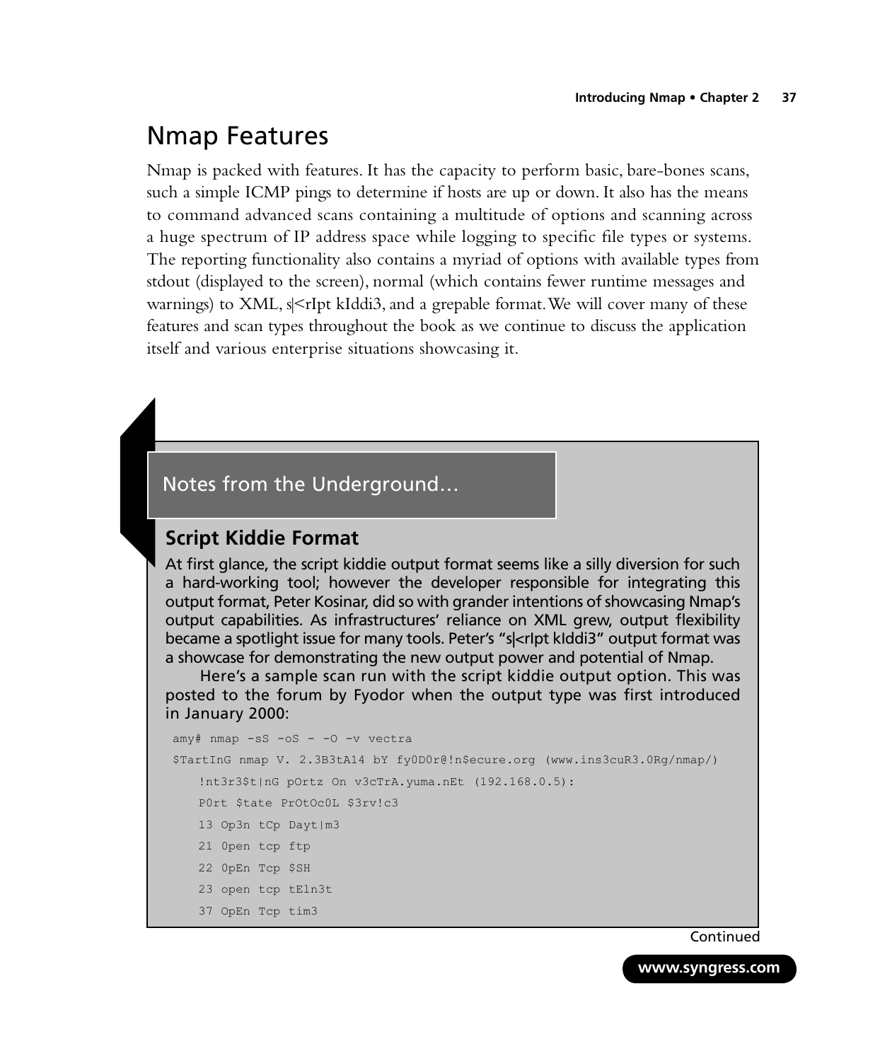# Nmap Features

Nmap is packed with features. It has the capacity to perform basic, bare-bones scans, such a simple ICMP pings to determine if hosts are up or down. It also has the means to command advanced scans containing a multitude of options and scanning across a huge spectrum of IP address space while logging to specific file types or systems. The reporting functionality also contains a myriad of options with available types from stdout (displayed to the screen), normal (which contains fewer runtime messages and warnings) to XML, s|<rIpt kIddi3, and a grepable format. We will cover many of these features and scan types throughout the book as we continue to discuss the application itself and various enterprise situations showcasing it.

## Notes from the Underground…

### Script Kiddie Format

At first glance, the script kiddie output format seems like a silly diversion for such a hard-working tool; however the developer responsible for integrating this output format, Peter Kosinar, did so with grander intentions of showcasing Nmap's output capabilities. As infrastructures' reliance on XML grew, output flexibility became a spotlight issue for many tools. Peter's "s|<rIpt kIddi3" output format was a showcase for demonstrating the new output power and potential of Nmap.

Here's a sample scan run with the script kiddie output option. This was posted to the forum by Fyodor when the output type was first introduced in January 2000:

```
amy# nmap -sS -oS - -O -v vectra
$TartInG nmap V. 2.3B3tA14 bY fy0D0r@!n$ecure.org (www.ins3cuR3.0Rg/nmap/)
    !nt3r3$t|nG pOrtz On v3cTrA.yuma.nEt (192.168.0.5):
    P0rt $tate PrOtOc0L $3rv!c3
    13 Op3n tCp Dayt|m3
    21 0pen tcp ftp
    22 0pEn Tcp $SH
    23 open tcp tEln3t
    37 OpEn Tcp tim3
```

Continued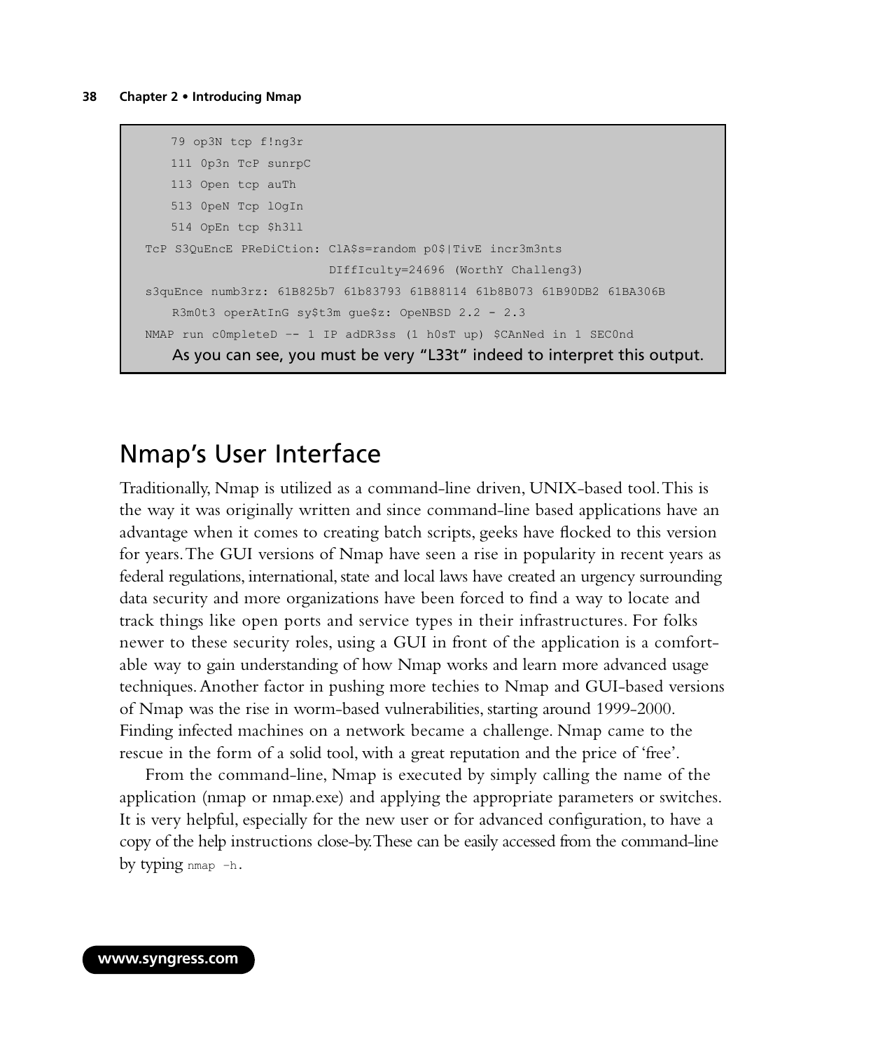```
    79 op3N tcp f!ng3r
    111 0p3n TcP sunrpC
    113 Open tcp auTh
    513 0peN Tcp lOgIn
    514 OpEn tcp $h3ll
TcP S3QuEncE PReDiCtion: ClA$s=random p0$|TivE incr3m3nts
                          DIffIculty=24696 (WorthY Challeng3)
s3quEnce numb3rz: 61B825b7 61b83793 61B88114 61b8B073 61B90DB2 61BA306B
    R3m0t3 operAtInG sy$t3m gue$z: OpeNBSD 2.2 - 2.3
NMAP run c0mpleteD -- 1 IP adDR3ss (1 h0sT up) $CAnNed in 1 SEC0nd
```

As you can see, you must be very "L33t" indeed to interpret this output.

## Nmap's User Interface

Traditionally, Nmap is utilized as a command-line driven, UNIX-based tool. This is the way it was originally written and since command-line based applications have an advantage when it comes to creating batch scripts, geeks have flocked to this version for years. The GUI versions of Nmap have seen a rise in popularity in recent years as federal regulations, international, state and local laws have created an urgency surrounding data security and more organizations have been forced to find a way to locate and track things like open ports and service types in their infrastructures. For folks newer to these security roles, using a GUI in front of the application is a comfortable way to gain understanding of how Nmap works and learn more advanced usage techniques. Another factor in pushing more techies to Nmap and GUI-based versions of Nmap was the rise in worm-based vulnerabilities, starting around 1999-2000. Finding infected machines on a network became a challenge. Nmap came to the rescue in the form of a solid tool, with a great reputation and the price of 'free'.

From the command-line, Nmap is executed by simply calling the name of the application (nmap or nmap.exe) and applying the appropriate parameters or switches. It is very helpful, especially for the new user or for advanced configuration, to have a copy of the help instructions close-by. These can be easily accessed from the command-line by typing `nmap -h`.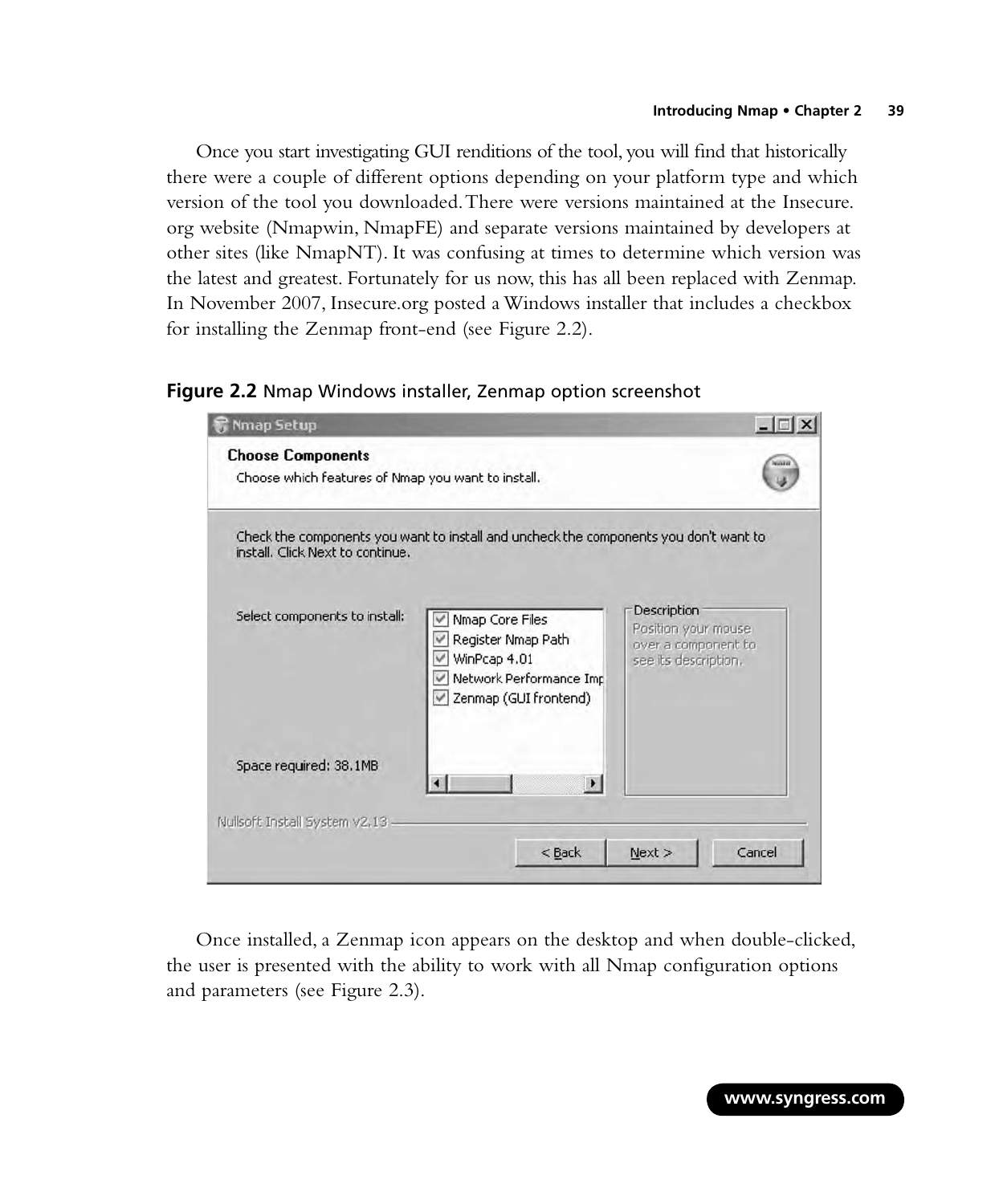Once you start investigating GUI renditions of the tool, you will find that historically there were a couple of different options depending on your platform type and which version of the tool you downloaded. There were versions maintained at the Insecure.org website (Nmapwin, NmapFE) and separate versions maintained by developers at other sites (like NmapNT). It was confusing at times to determine which version was the latest and greatest. Fortunately for us now, this has all been replaced with Zenmap. In November 2007, Insecure.org posted a Windows installer that includes a checkbox for installing the Zenmap front-end (see Figure 2.2).

**Figure 2.2** Nmap Windows installer, Zenmap option screenshot

Once installed, a Zenmap icon appears on the desktop and when double-clicked, the user is presented with the ability to work with all Nmap configuration options and parameters (see Figure 2.3).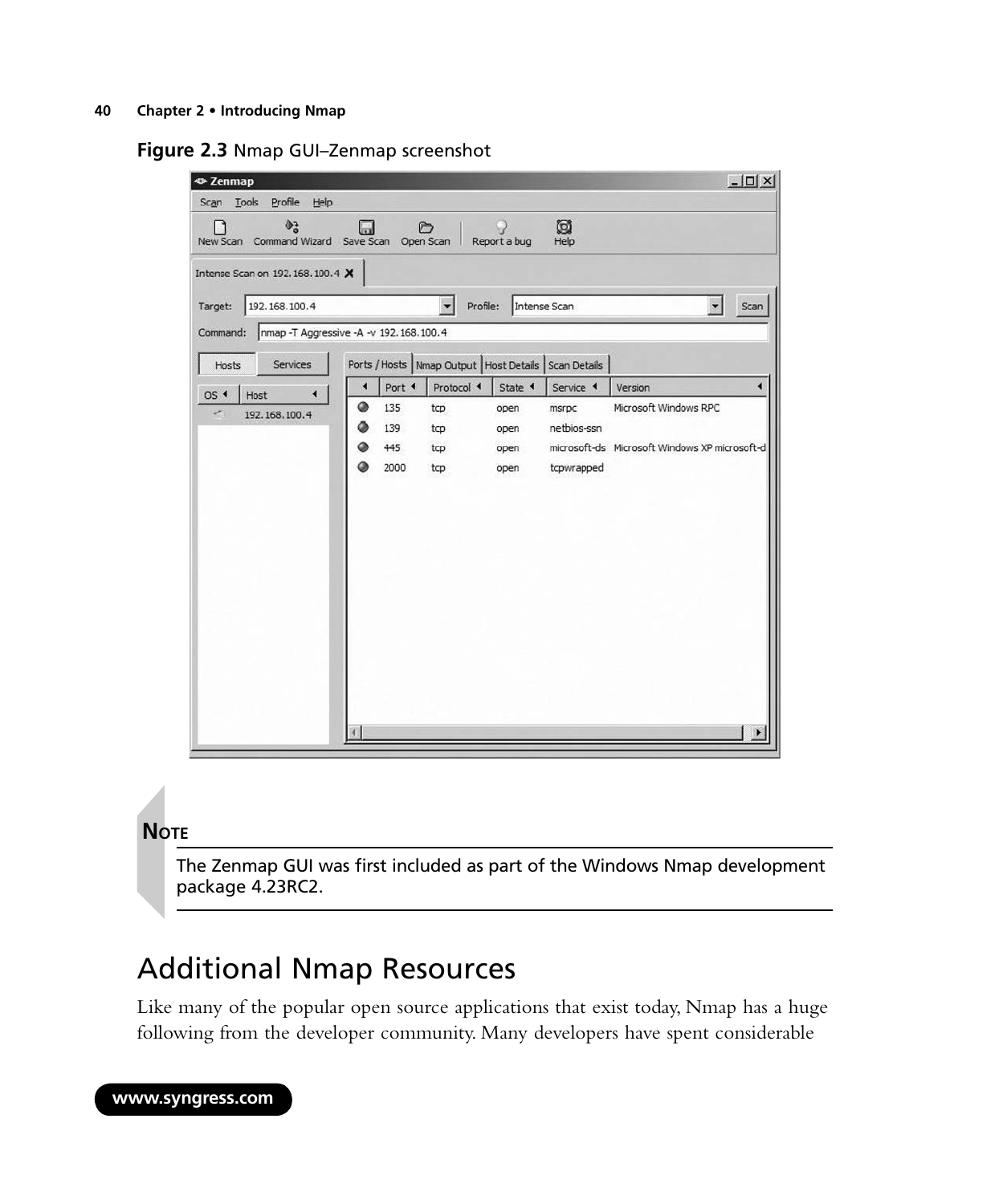**Figure 2.3** Nmap GUI–Zenmap screenshot

**NOTE**

The Zenmap GUI was first included as part of the Windows Nmap development package 4.23RC2.

## Additional Nmap Resources

Like many of the popular open source applications that exist today, Nmap has a huge following from the developer community. Many developers have spent considerable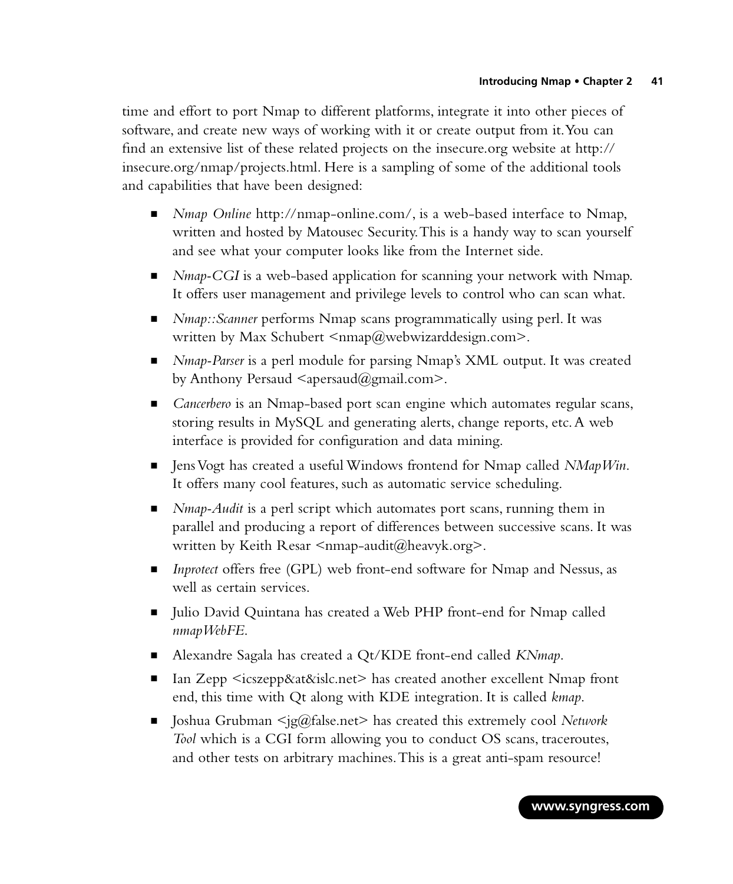time and effort to port Nmap to different platforms, integrate it into other pieces of software, and create new ways of working with it or create output from it. You can find an extensive list of these related projects on the insecure.org website at http://insecure.org/nmap/projects.html. Here is a sampling of some of the additional tools and capabilities that have been designed:

- *Nmap Online* http://nmap-online.com/, is a web-based interface to Nmap, written and hosted by Matousec Security. This is a handy way to scan yourself and see what your computer looks like from the Internet side.
- *Nmap-CGI* is a web-based application for scanning your network with Nmap. It offers user management and privilege levels to control who can scan what.
- *Nmap::Scanner* performs Nmap scans programmatically using perl. It was written by Max Schubert <nmap@webwizarddesign.com>.
- *Nmap-Parser* is a perl module for parsing Nmap's XML output. It was created by Anthony Persaud <apersaud@gmail.com>.
- *Cancerbero* is an Nmap-based port scan engine which automates regular scans, storing results in MySQL and generating alerts, change reports, etc. A web interface is provided for configuration and data mining.
- Jens Vogt has created a useful Windows frontend for Nmap called *NMapWin*. It offers many cool features, such as automatic service scheduling.
- *Nmap-Audit* is a perl script which automates port scans, running them in parallel and producing a report of differences between successive scans. It was written by Keith Resar <nmap-audit@heavyk.org>.
- *Inprotect* offers free (GPL) web front-end software for Nmap and Nessus, as well as certain services.
- Julio David Quintana has created a Web PHP front-end for Nmap called *nmapWebFE*.
- Alexandre Sagala has created a Qt/KDE front-end called *KNmap*.
- Ian Zepp <icszepp&at&islc.net> has created another excellent Nmap front end, this time with Qt along with KDE integration. It is called *kmap*.
- Joshua Grubman <jg@false.net> has created this extremely cool *Network Tool* which is a CGI form allowing you to conduct OS scans, traceroutes, and other tests on arbitrary machines. This is a great anti-spam resource!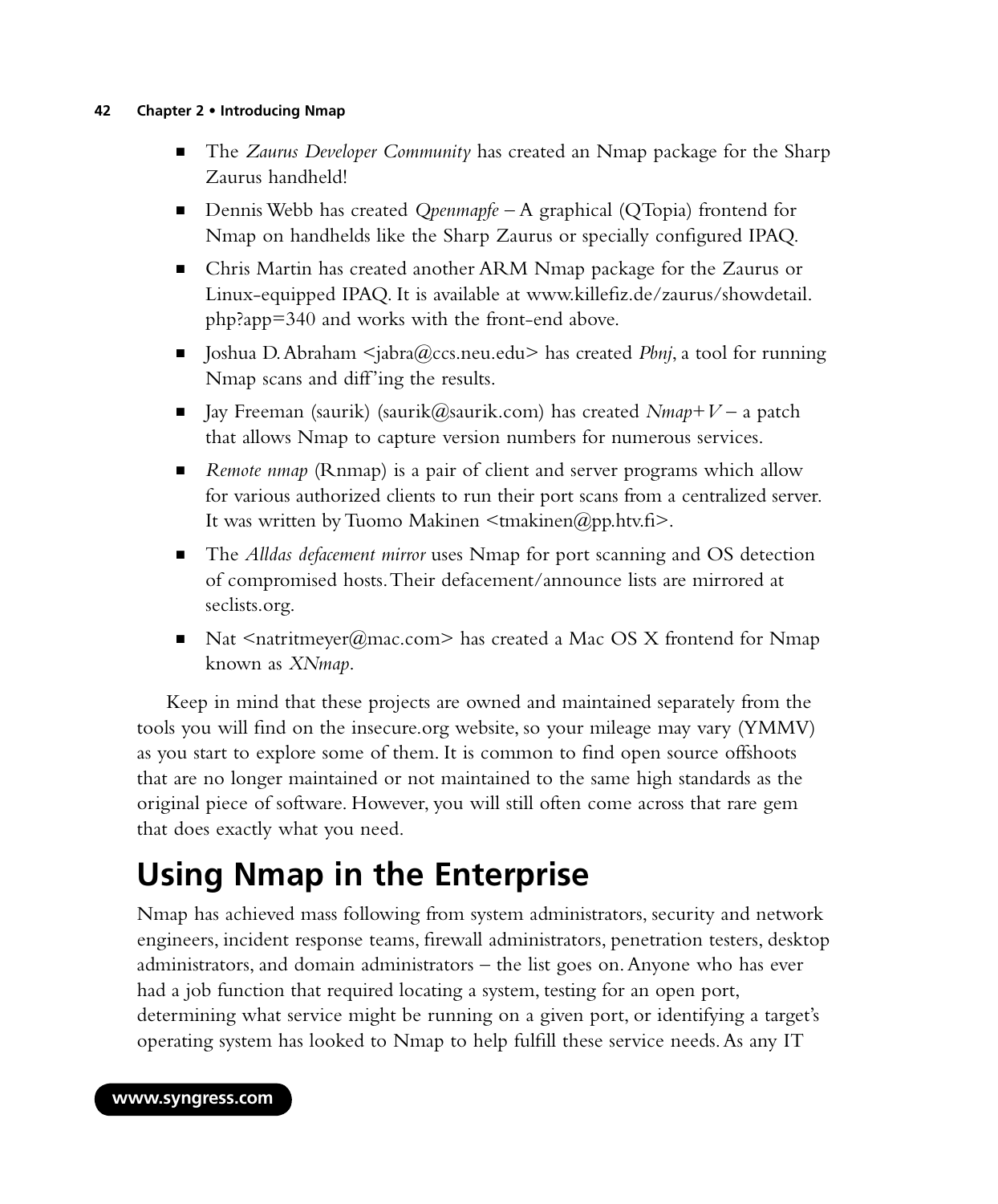- The *Zaurus Developer Community* has created an Nmap package for the Sharp Zaurus handheld!
- Dennis Webb has created *Qpenmapfe* – A graphical (QTopia) frontend for Nmap on handhelds like the Sharp Zaurus or specially configured IPAQ.
- Chris Martin has created another ARM Nmap package for the Zaurus or Linux-equipped IPAQ. It is available at www.killefiz.de/zaurus/showdetail.php?app=340 and works with the front-end above.
- Joshua D. Abraham <jabra@ccs.neu.edu> has created *Pbnj*, a tool for running Nmap scans and diff'ing the results.
- Jay Freeman (saurik) (saurik@saurik.com) has created *Nmap+V* – a patch that allows Nmap to capture version numbers for numerous services.
- *Remote nmap* (Rnmap) is a pair of client and server programs which allow for various authorized clients to run their port scans from a centralized server. It was written by Tuomo Makinen <tmakinen@pp.htv.fi>.
- The *Alldas defacement mirror* uses Nmap for port scanning and OS detection of compromised hosts. Their defacement/announce lists are mirrored at seclists.org.
- Nat <natritmeyer@mac.com> has created a Mac OS X frontend for Nmap known as *XNmap*.

Keep in mind that these projects are owned and maintained separately from the tools you will find on the insecure.org website, so your mileage may vary (YMMV) as you start to explore some of them. It is common to find open source offshoots that are no longer maintained or not maintained to the same high standards as the original piece of software. However, you will still often come across that rare gem that does exactly what you need.

# Using Nmap in the Enterprise

Nmap has achieved mass following from system administrators, security and network engineers, incident response teams, firewall administrators, penetration testers, desktop administrators, and domain administrators – the list goes on. Anyone who has ever had a job function that required locating a system, testing for an open port, determining what service might be running on a given port, or identifying a target's operating system has looked to Nmap to help fulfill these service needs. As any IT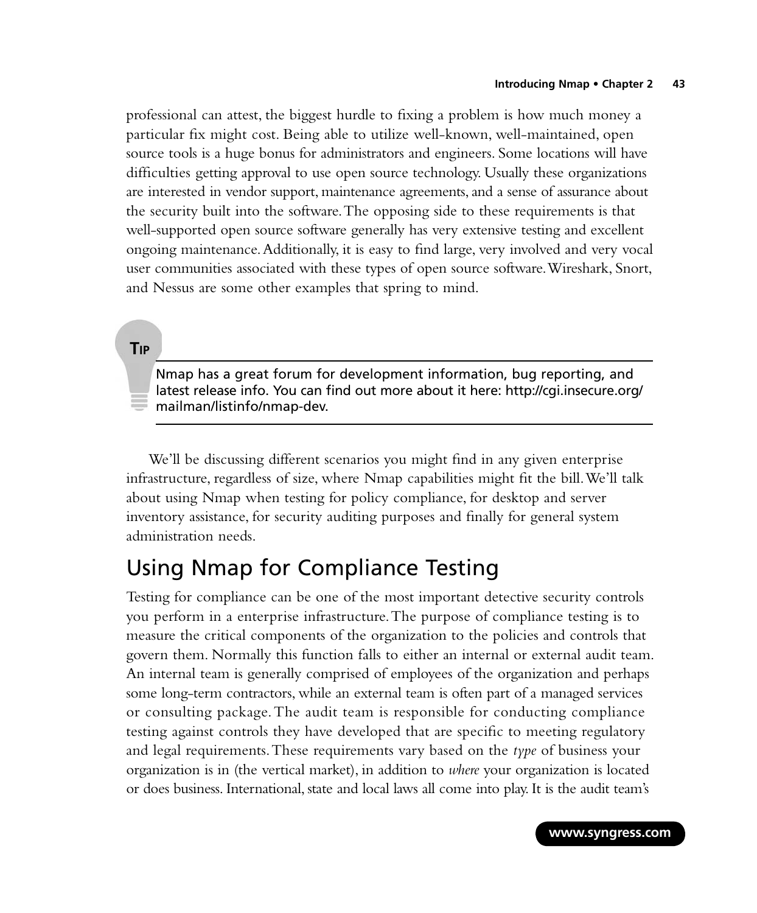professional can attest, the biggest hurdle to fixing a problem is how much money a particular fix might cost. Being able to utilize well-known, well-maintained, open source tools is a huge bonus for administrators and engineers. Some locations will have difficulties getting approval to use open source technology. Usually these organizations are interested in vendor support, maintenance agreements, and a sense of assurance about the security built into the software. The opposing side to these requirements is that well-supported open source software generally has very extensive testing and excellent ongoing maintenance. Additionally, it is easy to find large, very involved and very vocal user communities associated with these types of open source software. Wireshark, Snort, and Nessus are some other examples that spring to mind.

**TIP**

Nmap has a great forum for development information, bug reporting, and latest release info. You can find out more about it here: http://cgi.insecure.org/mailman/listinfo/nmap-dev.

We'll be discussing different scenarios you might find in any given enterprise infrastructure, regardless of size, where Nmap capabilities might fit the bill. We'll talk about using Nmap when testing for policy compliance, for desktop and server inventory assistance, for security auditing purposes and finally for general system administration needs.

## Using Nmap for Compliance Testing

Testing for compliance can be one of the most important detective security controls you perform in a enterprise infrastructure. The purpose of compliance testing is to measure the critical components of the organization to the policies and controls that govern them. Normally this function falls to either an internal or external audit team. An internal team is generally comprised of employees of the organization and perhaps some long-term contractors, while an external team is often part of a managed services or consulting package. The audit team is responsible for conducting compliance testing against controls they have developed that are specific to meeting regulatory and legal requirements. These requirements vary based on the *type* of business your organization is in (the vertical market), in addition to *where* your organization is located or does business. International, state and local laws all come into play. It is the audit team's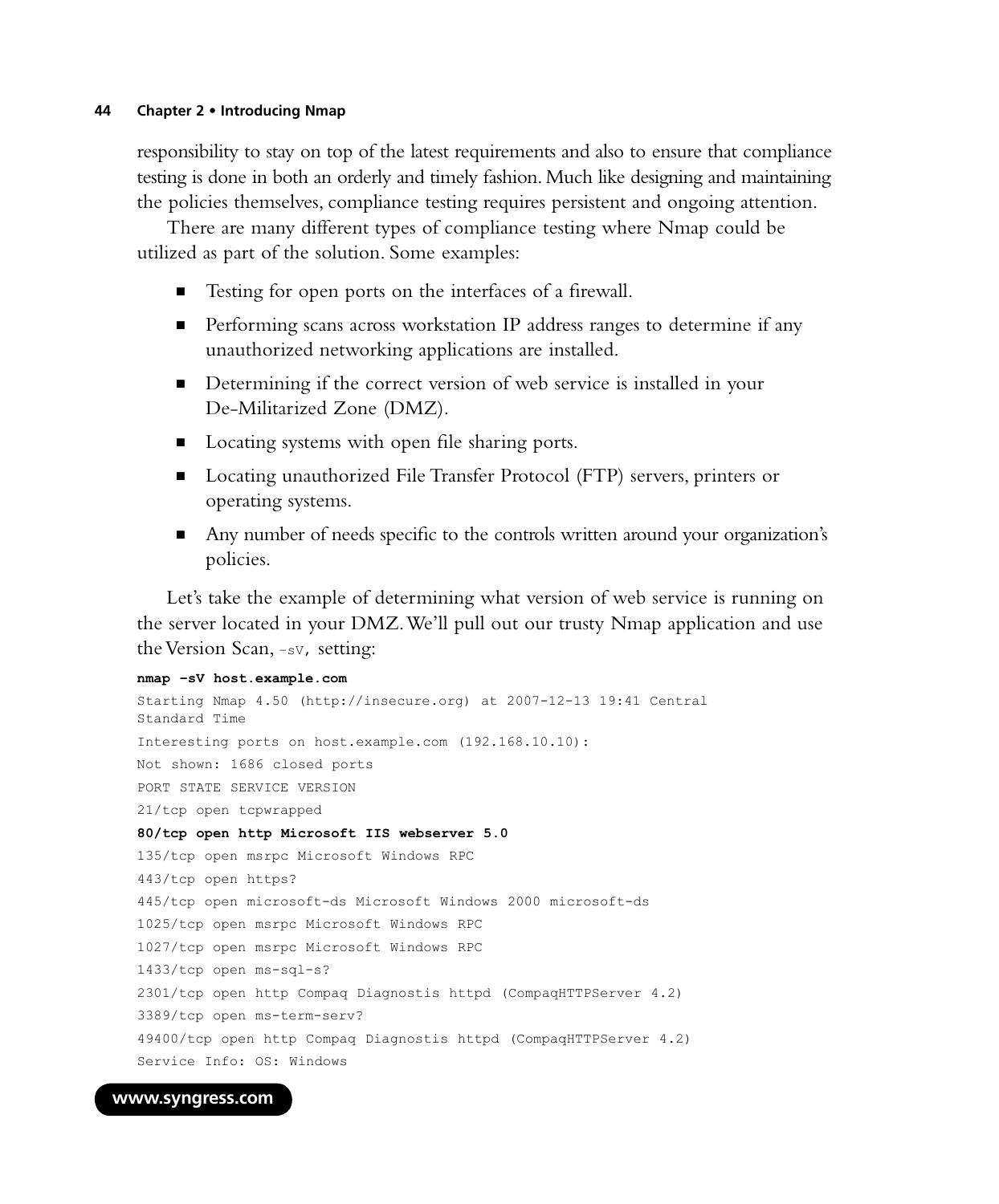responsibility to stay on top of the latest requirements and also to ensure that compliance testing is done in both an orderly and timely fashion. Much like designing and maintaining the policies themselves, compliance testing requires persistent and ongoing attention.

There are many different types of compliance testing where Nmap could be utilized as part of the solution. Some examples:

- Testing for open ports on the interfaces of a firewall.
- Performing scans across workstation IP address ranges to determine if any unauthorized networking applications are installed.
- Determining if the correct version of web service is installed in your De-Militarized Zone (DMZ).
- Locating systems with open file sharing ports.
- Locating unauthorized File Transfer Protocol (FTP) servers, printers or operating systems.
- Any number of needs specific to the controls written around your organization's policies.

Let's take the example of determining what version of web service is running on the server located in your DMZ. We'll pull out our trusty Nmap application and use the Version Scan, `-sV`, setting:

```
nmap –sV host.example.com
Starting Nmap 4.50 (http://insecure.org) at 2007-12-13 19:41 Central
Standard Time
Interesting ports on host.example.com (192.168.10.10):
Not shown: 1686 closed ports
PORT STATE SERVICE VERSION
21/tcp open tcpwrapped
80/tcp open http Microsoft IIS webserver 5.0
135/tcp open msrpc Microsoft Windows RPC
443/tcp open https?
445/tcp open microsoft-ds Microsoft Windows 2000 microsoft-ds
1025/tcp open msrpc Microsoft Windows RPC
1027/tcp open msrpc Microsoft Windows RPC
1433/tcp open ms-sql-s?
2301/tcp open http Compaq Diagnostis httpd (CompaqHTTPServer 4.2)
3389/tcp open ms-term-serv?
49400/tcp open http Compaq Diagnostis httpd (CompaqHTTPServer 4.2)
Service Info: OS: Windows
```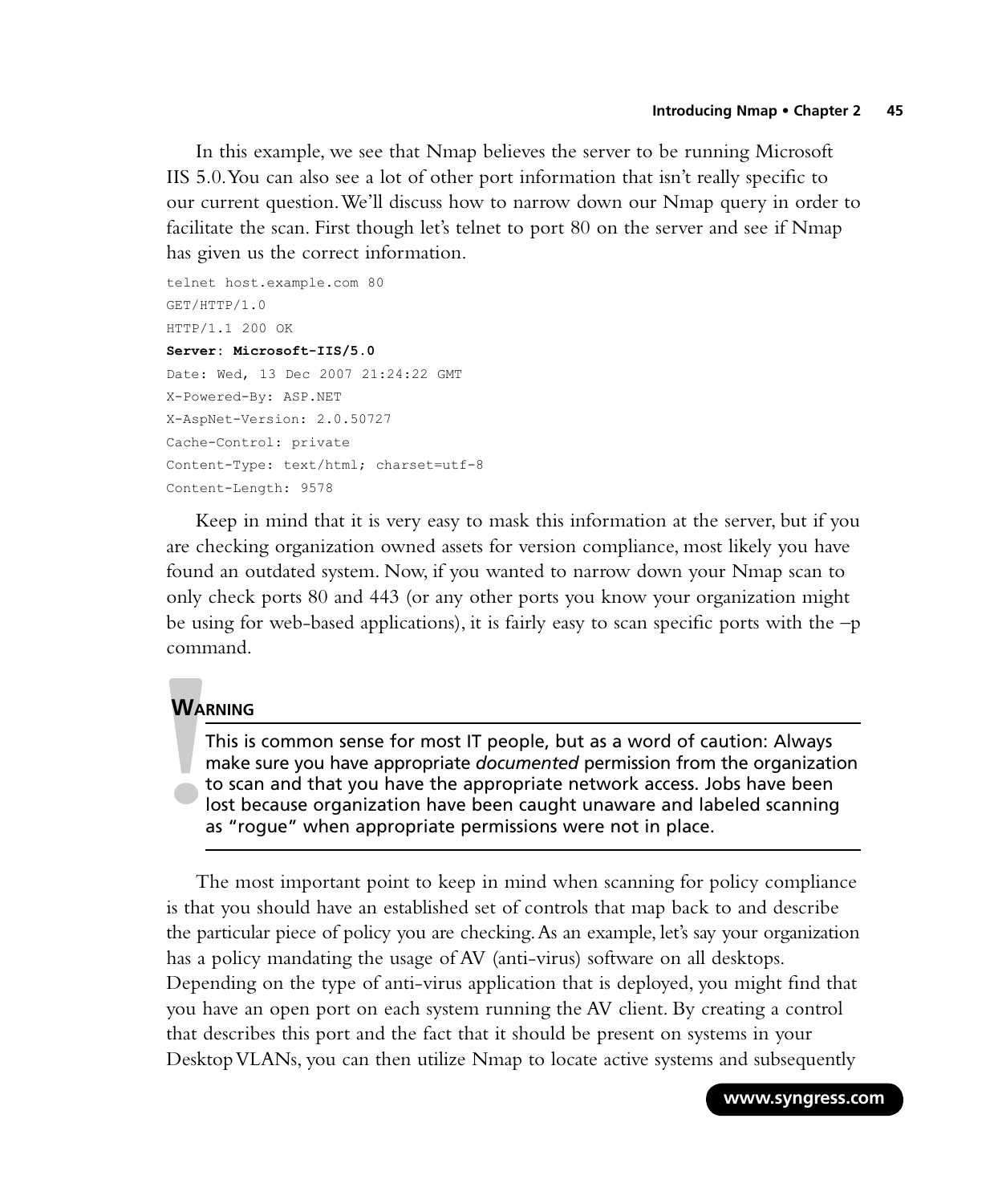In this example, we see that Nmap believes the server to be running Microsoft IIS 5.0. You can also see a lot of other port information that isn't really specific to our current question. We'll discuss how to narrow down our Nmap query in order to facilitate the scan. First though let's telnet to port 80 on the server and see if Nmap has given us the correct information.

```
telnet host.example.com 80
GET/HTTP/1.0
HTTP/1.1 200 OK
Server: Microsoft-IIS/5.0
Date: Wed, 13 Dec 2007 21:24:22 GMT
X-Powered-By: ASP.NET
X-AspNet-Version: 2.0.50727
Cache-Control: private
Content-Type: text/html; charset=utf-8
Content-Length: 9578
```

Keep in mind that it is very easy to mask this information at the server, but if you are checking organization owned assets for version compliance, most likely you have found an outdated system. Now, if you wanted to narrow down your Nmap scan to only check ports 80 and 443 (or any other ports you know your organization might be using for web-based applications), it is fairly easy to scan specific ports with the –p command.

> **WARNING**
>
> This is common sense for most IT people, but as a word of caution: Always make sure you have appropriate *documented* permission from the organization to scan and that you have the appropriate network access. Jobs have been lost because organization have been caught unaware and labeled scanning as "rogue" when appropriate permissions were not in place.

The most important point to keep in mind when scanning for policy compliance is that you should have an established set of controls that map back to and describe the particular piece of policy you are checking. As an example, let's say your organization has a policy mandating the usage of AV (anti-virus) software on all desktops. Depending on the type of anti-virus application that is deployed, you might find that you have an open port on each system running the AV client. By creating a control that describes this port and the fact that it should be present on systems in your Desktop VLANs, you can then utilize Nmap to locate active systems and subsequently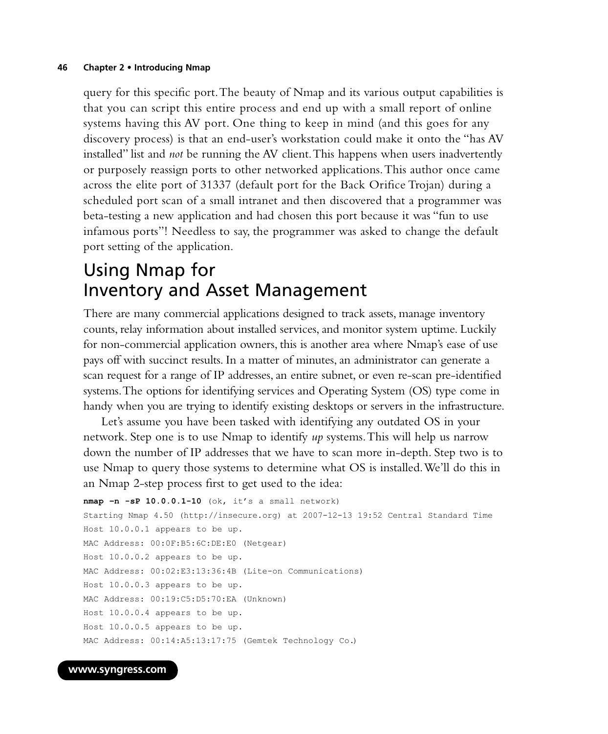query for this specific port. The beauty of Nmap and its various output capabilities is that you can script this entire process and end up with a small report of online systems having this AV port. One thing to keep in mind (and this goes for any discovery process) is that an end-user's workstation could make it onto the "has AV installed" list and *not* be running the AV client. This happens when users inadvertently or purposely reassign ports to other networked applications. This author once came across the elite port of 31337 (default port for the Back Orifice Trojan) during a scheduled port scan of a small intranet and then discovered that a programmer was beta-testing a new application and had chosen this port because it was "fun to use infamous ports"! Needless to say, the programmer was asked to change the default port setting of the application.

## Using Nmap for Inventory and Asset Management

There are many commercial applications designed to track assets, manage inventory counts, relay information about installed services, and monitor system uptime. Luckily for non-commercial application owners, this is another area where Nmap's ease of use pays off with succinct results. In a matter of minutes, an administrator can generate a scan request for a range of IP addresses, an entire subnet, or even re-scan pre-identified systems. The options for identifying services and Operating System (OS) type come in handy when you are trying to identify existing desktops or servers in the infrastructure.

Let's assume you have been tasked with identifying any outdated OS in your network. Step one is to use Nmap to identify *up* systems. This will help us narrow down the number of IP addresses that we have to scan more in-depth. Step two is to use Nmap to query those systems to determine what OS is installed. We'll do this in an Nmap 2-step process first to get used to the idea:

```
nmap -n -sP 10.0.0.1-10 (ok, it's a small network)
Starting Nmap 4.50 (http://insecure.org) at 2007-12-13 19:52 Central Standard Time
Host 10.0.0.1 appears to be up.
MAC Address: 00:0F:B5:6C:DE:E0 (Netgear)
Host 10.0.0.2 appears to be up.
MAC Address: 00:02:E3:13:36:4B (Lite-on Communications)
Host 10.0.0.3 appears to be up.
MAC Address: 00:19:C5:D5:70:EA (Unknown)
Host 10.0.0.4 appears to be up.
Host 10.0.0.5 appears to be up.
MAC Address: 00:14:A5:13:17:75 (Gemtek Technology Co.)
```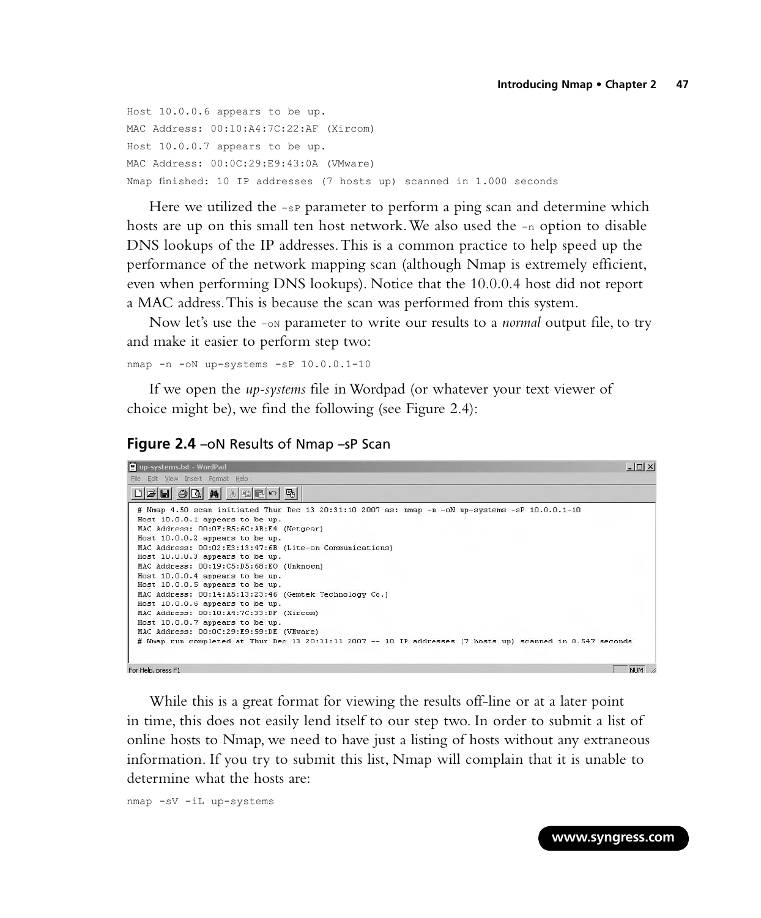```
Host 10.0.0.6 appears to be up.
MAC Address: 00:10:A4:7C:22:AF (Xircom)
Host 10.0.0.7 appears to be up.
MAC Address: 00:0C:29:E9:43:0A (VMware)
Nmap finished: 10 IP addresses (7 hosts up) scanned in 1.000 seconds
```

Here we utilized the `-sP` parameter to perform a ping scan and determine which hosts are up on this small ten host network. We also used the `-n` option to disable DNS lookups of the IP addresses. This is a common practice to help speed up the performance of the network mapping scan (although Nmap is extremely efficient, even when performing DNS lookups). Notice that the 10.0.0.4 host did not report a MAC address. This is because the scan was performed from this system.

Now let's use the `-oN` parameter to write our results to a *normal* output file, to try and make it easier to perform step two:

```
nmap -n -oN up-systems -sP 10.0.0.1-10
```

If we open the *up-systems* file in Wordpad (or whatever your text viewer of choice might be), we find the following (see Figure 2.4):

**Figure 2.4** –oN Results of Nmap –sP Scan

```
# Nmap 4.50 scan initiated Thur Dec 13 20:31:10 2007 as: nmap -n -oN up-systems -sP 10.0.0.1-10
Host 10.0.0.1 appears to be up.
MAC Address: 00:0F:B5:6C:AB:E4 (Netgear)
Host 10.0.0.2 appears to be up.
MAC Address: 00:02:E3:13:47:6B (Lite-on Communications)
Host 10.0.0.3 appears to be up.
MAC Address: 00:19:C5:D5:68:E0 (Unknown)
Host 10.0.0.4 appears to be up.
Host 10.0.0.5 appears to be up.
MAC Address: 00:14:A5:13:23:46 (Gemtek Technology Co.)
Host 10.0.0.6 appears to be up.
MAC Address: 00:10:A4:7C:33:DF (Xircom)
Host 10.0.0.7 appears to be up.
MAC Address: 00:0C:29:E9:59:DE (VMware)
# Nmap run completed at Thur Dec 13 20:31:11 2007 -- 10 IP addresses (7 hosts up) scanned in 0.547 seconds
```

While this is a great format for viewing the results off-line or at a later point in time, this does not easily lend itself to our step two. In order to submit a list of online hosts to Nmap, we need to have just a listing of hosts without any extraneous information. If you try to submit this list, Nmap will complain that it is unable to determine what the hosts are:

```
nmap -sV -iL up-systems
```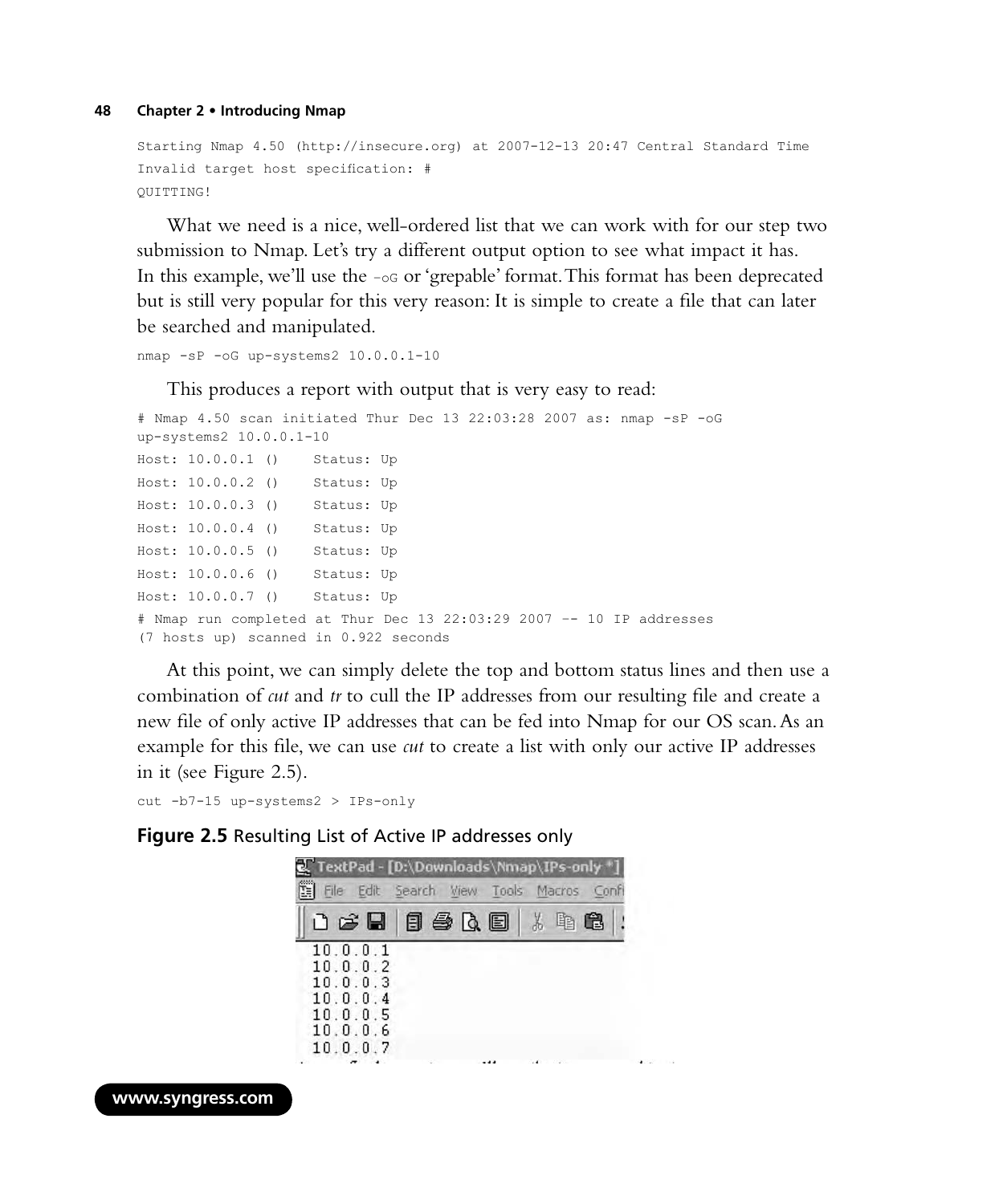```
Starting Nmap 4.50 (http://insecure.org) at 2007-12-13 20:47 Central Standard Time
Invalid target host specification: #
QUITTING!
```

What we need is a nice, well-ordered list that we can work with for our step two submission to Nmap. Let's try a different output option to see what impact it has. In this example, we'll use the `-oG` or 'grepable' format. This format has been deprecated but is still very popular for this very reason: It is simple to create a file that can later be searched and manipulated.

```
nmap -sP -oG up-systems2 10.0.0.1-10
```

This produces a report with output that is very easy to read:

```
# Nmap 4.50 scan initiated Thur Dec 13 22:03:28 2007 as: nmap -sP -oG
up-systems2 10.0.0.1-10
Host: 10.0.0.1 ()    Status: Up
Host: 10.0.0.2 ()    Status: Up
Host: 10.0.0.3 ()    Status: Up
Host: 10.0.0.4 ()    Status: Up
Host: 10.0.0.5 ()    Status: Up
Host: 10.0.0.6 ()    Status: Up
Host: 10.0.0.7 ()    Status: Up
# Nmap run completed at Thur Dec 13 22:03:29 2007 -- 10 IP addresses
(7 hosts up) scanned in 0.922 seconds
```

At this point, we can simply delete the top and bottom status lines and then use a combination of *cut* and *tr* to cull the IP addresses from our resulting file and create a new file of only active IP addresses that can be fed into Nmap for our OS scan. As an example for this file, we can use *cut* to create a list with only our active IP addresses in it (see Figure 2.5).

```
cut -b7-15 up-systems2 > IPs-only
```

**Figure 2.5** Resulting List of Active IP addresses only

```
10.0.0.1
10.0.0.2
10.0.0.3
10.0.0.4
10.0.0.5
10.0.0.6
10.0.0.7
```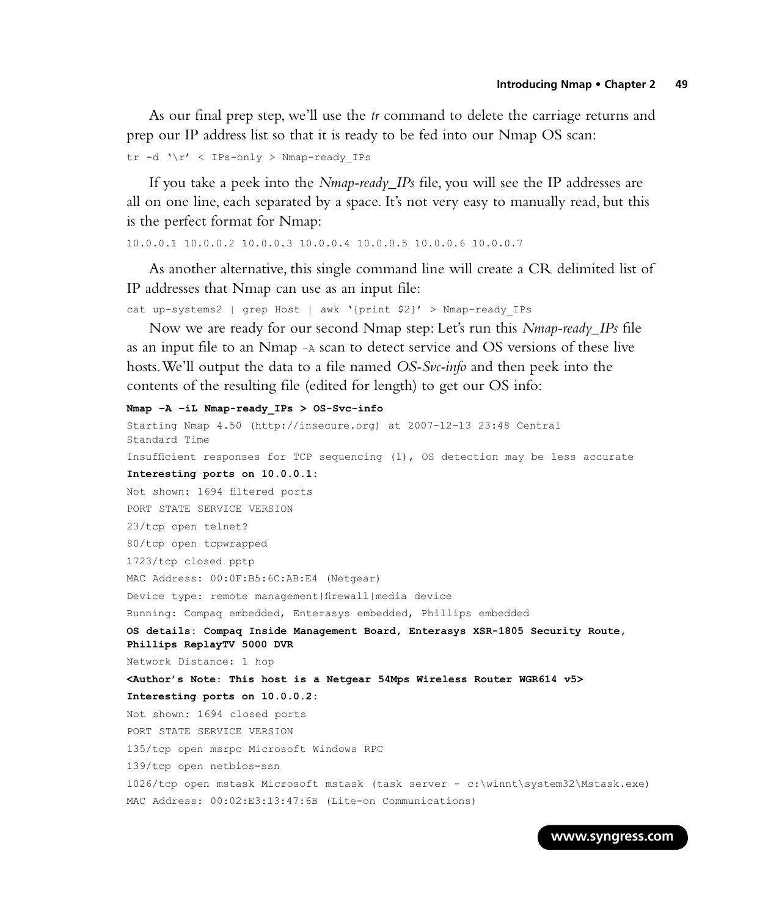As our final prep step, we'll use the *tr* command to delete the carriage returns and prep our IP address list so that it is ready to be fed into our Nmap OS scan:

```
tr -d '\r' < IPs-only > Nmap-ready_IPs
```

If you take a peek into the *Nmap-ready_IPs* file, you will see the IP addresses are all on one line, each separated by a space. It's not very easy to manually read, but this is the perfect format for Nmap:

```
10.0.0.1 10.0.0.2 10.0.0.3 10.0.0.4 10.0.0.5 10.0.0.6 10.0.0.7
```

As another alternative, this single command line will create a CR delimited list of IP addresses that Nmap can use as an input file:

```
cat up-systems2 | grep Host | awk '{print $2}' > Nmap-ready_IPs
```

Now we are ready for our second Nmap step: Let's run this *Nmap-ready_IPs* file as an input file to an Nmap `-A` scan to detect service and OS versions of these live hosts. We'll output the data to a file named *OS-Svc-info* and then peek into the contents of the resulting file (edited for length) to get our OS info:

```
Nmap –A –iL Nmap-ready_IPs > OS-Svc-info
Starting Nmap 4.50 (http://insecure.org) at 2007-12-13 23:48 Central
Standard Time
Insufficient responses for TCP sequencing (1), OS detection may be less accurate
Interesting ports on 10.0.0.1:
Not shown: 1694 filtered ports
PORT STATE SERVICE VERSION
23/tcp open telnet?
80/tcp open tcpwrapped
1723/tcp closed pptp
MAC Address: 00:0F:B5:6C:AB:E4 (Netgear)
Device type: remote management|firewall|media device
Running: Compaq embedded, Enterasys embedded, Phillips embedded
OS details: Compaq Inside Management Board, Enterasys XSR-1805 Security Route,
Phillips ReplayTV 5000 DVR
Network Distance: 1 hop
<Author's Note: This host is a Netgear 54Mps Wireless Router WGR614 v5>
Interesting ports on 10.0.0.2:
Not shown: 1694 closed ports
PORT STATE SERVICE VERSION
135/tcp open msrpc Microsoft Windows RPC
139/tcp open netbios-ssn
1026/tcp open mstask Microsoft mstask (task server - c:\winnt\system32\Mstask.exe)
MAC Address: 00:02:E3:13:47:6B (Lite-on Communications)
```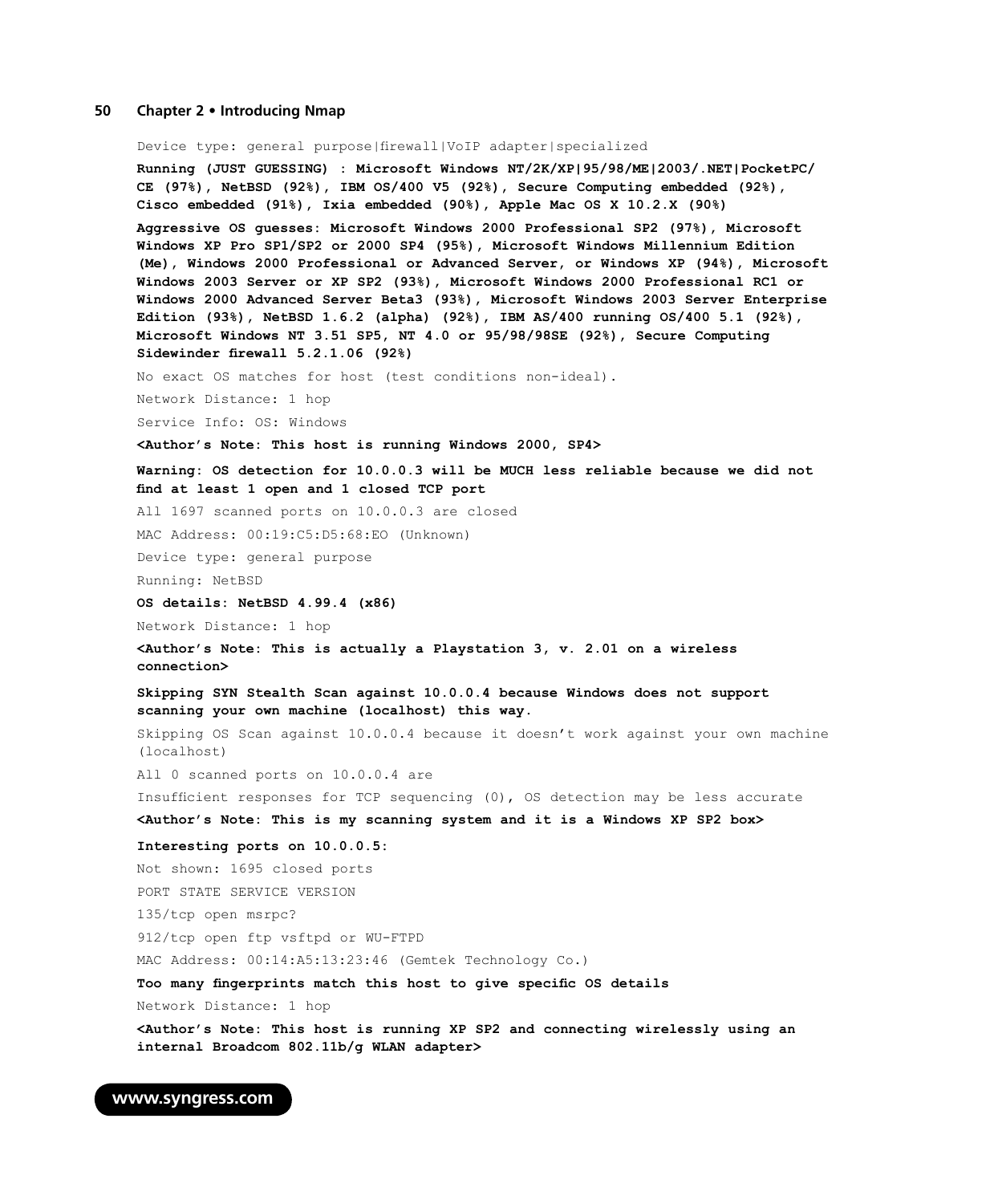Device type: general purpose|firewall|VoIP adapter|specialized

**Running (JUST GUESSING) : Microsoft Windows NT/2K/XP|95/98/ME|2003/.NET|PocketPC/CE (97%), NetBSD (92%), IBM OS/400 V5 (92%), Secure Computing embedded (92%), Cisco embedded (91%), Ixia embedded (90%), Apple Mac OS X 10.2.X (90%)**

**Aggressive OS guesses: Microsoft Windows 2000 Professional SP2 (97%), Microsoft Windows XP Pro SP1/SP2 or 2000 SP4 (95%), Microsoft Windows Millennium Edition (Me), Windows 2000 Professional or Advanced Server, or Windows XP (94%), Microsoft Windows 2003 Server or XP SP2 (93%), Microsoft Windows 2000 Professional RC1 or Windows 2000 Advanced Server Beta3 (93%), Microsoft Windows 2003 Server Enterprise Edition (93%), NetBSD 1.6.2 (alpha) (92%), IBM AS/400 running OS/400 5.1 (92%), Microsoft Windows NT 3.51 SP5, NT 4.0 or 95/98/98SE (92%), Secure Computing Sidewinder firewall 5.2.1.06 (92%)**

No exact OS matches for host (test conditions non-ideal).

Network Distance: 1 hop

Service Info: OS: Windows

**<Author's Note: This host is running Windows 2000, SP4>**

**Warning: OS detection for 10.0.0.3 will be MUCH less reliable because we did not find at least 1 open and 1 closed TCP port**

All 1697 scanned ports on 10.0.0.3 are closed

MAC Address: 00:19:C5:D5:68:EO (Unknown)

Device type: general purpose

Running: NetBSD

**OS details: NetBSD 4.99.4 (x86)**

Network Distance: 1 hop

**<Author's Note: This is actually a Playstation 3, v. 2.01 on a wireless connection>**

**Skipping SYN Stealth Scan against 10.0.0.4 because Windows does not support scanning your own machine (localhost) this way.**

Skipping OS Scan against 10.0.0.4 because it doesn't work against your own machine (localhost)

All 0 scanned ports on 10.0.0.4 are

Insufficient responses for TCP sequencing (0), OS detection may be less accurate

**<Author's Note: This is my scanning system and it is a Windows XP SP2 box>**

**Interesting ports on 10.0.0.5:**

Not shown: 1695 closed ports

PORT STATE SERVICE VERSION

135/tcp open msrpc?

912/tcp open ftp vsftpd or WU-FTPD

MAC Address: 00:14:A5:13:23:46 (Gemtek Technology Co.)

**Too many fingerprints match this host to give specific OS details**

Network Distance: 1 hop

**<Author's Note: This host is running XP SP2 and connecting wirelessly using an internal Broadcom 802.11b/g WLAN adapter>**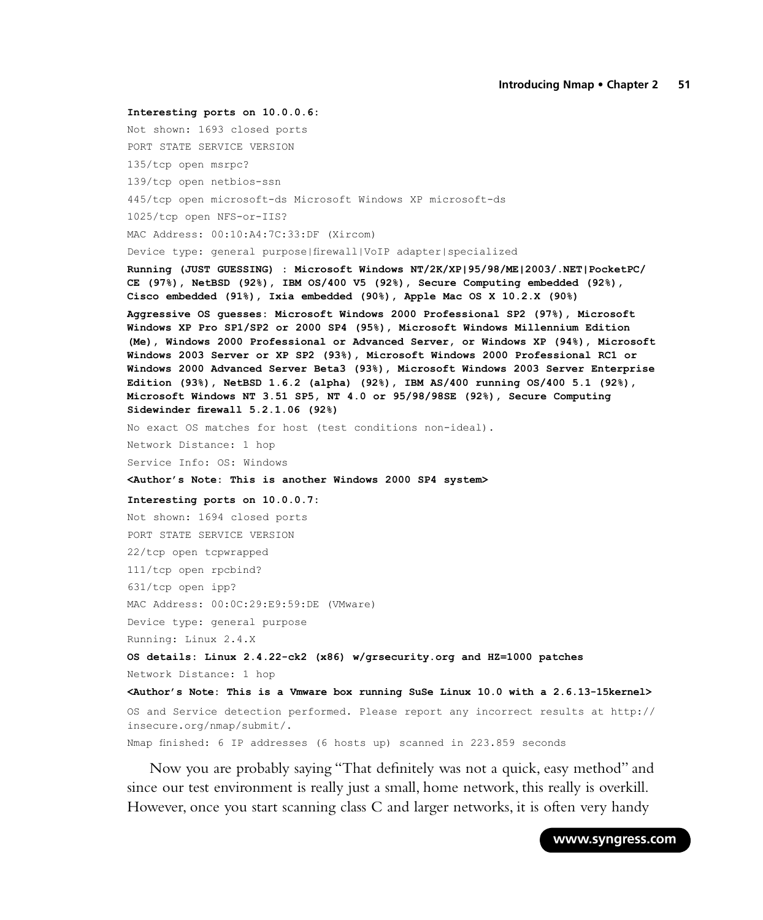```
Interesting ports on 10.0.0.6:
Not shown: 1693 closed ports
PORT STATE SERVICE VERSION
135/tcp open msrpc?
139/tcp open netbios-ssn
445/tcp open microsoft-ds Microsoft Windows XP microsoft-ds
1025/tcp open NFS-or-IIS?
MAC Address: 00:10:A4:7C:33:DF (Xircom)
Device type: general purpose|firewall|VoIP adapter|specialized
Running (JUST GUESSING) : Microsoft Windows NT/2K/XP|95/98/ME|2003/.NET|PocketPC/
CE (97%), NetBSD (92%), IBM OS/400 V5 (92%), Secure Computing embedded (92%),
Cisco embedded (91%), Ixia embedded (90%), Apple Mac OS X 10.2.X (90%)
Aggressive OS guesses: Microsoft Windows 2000 Professional SP2 (97%), Microsoft
Windows XP Pro SP1/SP2 or 2000 SP4 (95%), Microsoft Windows Millennium Edition
(Me), Windows 2000 Professional or Advanced Server, or Windows XP (94%), Microsoft
Windows 2003 Server or XP SP2 (93%), Microsoft Windows 2000 Professional RC1 or
Windows 2000 Advanced Server Beta3 (93%), Microsoft Windows 2003 Server Enterprise
Edition (93%), NetBSD 1.6.2 (alpha) (92%), IBM AS/400 running OS/400 5.1 (92%),
Microsoft Windows NT 3.51 SP5, NT 4.0 or 95/98/98SE (92%), Secure Computing
Sidewinder firewall 5.2.1.06 (92%)
No exact OS matches for host (test conditions non-ideal).
Network Distance: 1 hop
Service Info: OS: Windows
<Author's Note: This is another Windows 2000 SP4 system>
Interesting ports on 10.0.0.7:
Not shown: 1694 closed ports
PORT STATE SERVICE VERSION
22/tcp open tcpwrapped
111/tcp open rpcbind?
631/tcp open ipp?
MAC Address: 00:0C:29:E9:59:DE (VMware)
Device type: general purpose
Running: Linux 2.4.X
OS details: Linux 2.4.22-ck2 (x86) w/grsecurity.org and HZ=1000 patches
Network Distance: 1 hop
<Author's Note: This is a Vmware box running SuSe Linux 10.0 with a 2.6.13-15kernel>
OS and Service detection performed. Please report any incorrect results at http://
insecure.org/nmap/submit/.
Nmap finished: 6 IP addresses (6 hosts up) scanned in 223.859 seconds
```

Now you are probably saying "That definitely was not a quick, easy method" and since our test environment is really just a small, home network, this really is overkill. However, once you start scanning class C and larger networks, it is often very handy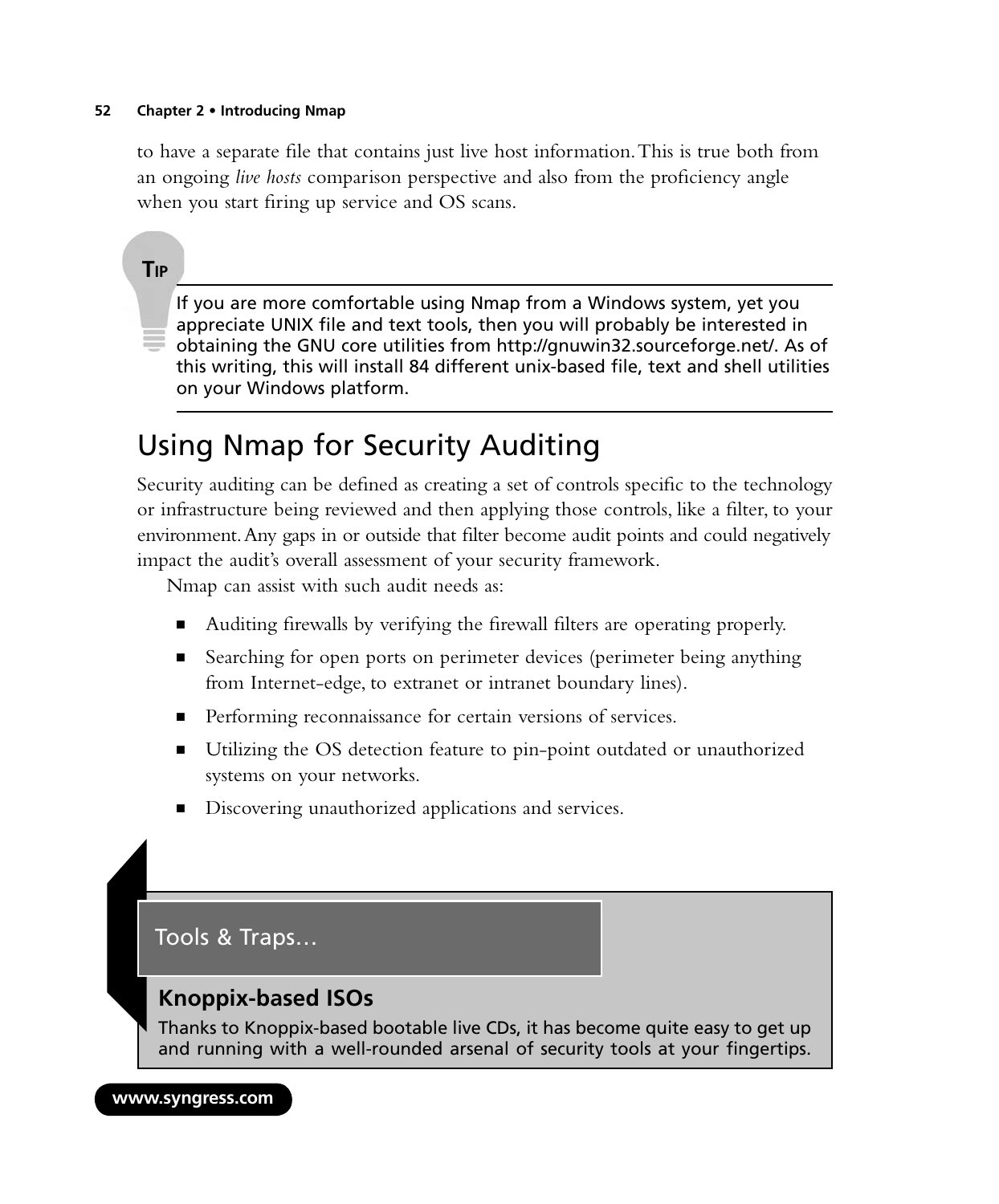to have a separate file that contains just live host information. This is true both from an ongoing *live hosts* comparison perspective and also from the proficiency angle when you start firing up service and OS scans.

> **TIP**
>
> If you are more comfortable using Nmap from a Windows system, yet you appreciate UNIX file and text tools, then you will probably be interested in obtaining the GNU core utilities from http://gnuwin32.sourceforge.net/. As of this writing, this will install 84 different unix-based file, text and shell utilities on your Windows platform.

## Using Nmap for Security Auditing

Security auditing can be defined as creating a set of controls specific to the technology or infrastructure being reviewed and then applying those controls, like a filter, to your environment. Any gaps in or outside that filter become audit points and could negatively impact the audit's overall assessment of your security framework.

Nmap can assist with such audit needs as:

- Auditing firewalls by verifying the firewall filters are operating properly.
- Searching for open ports on perimeter devices (perimeter being anything from Internet-edge, to extranet or intranet boundary lines).
- Performing reconnaissance for certain versions of services.
- Utilizing the OS detection feature to pin-point outdated or unauthorized systems on your networks.
- Discovering unauthorized applications and services.

> **Tools & Traps…**
>
> ### Knoppix-based ISOs
>
> Thanks to Knoppix-based bootable live CDs, it has become quite easy to get up and running with a well-rounded arsenal of security tools at your fingertips.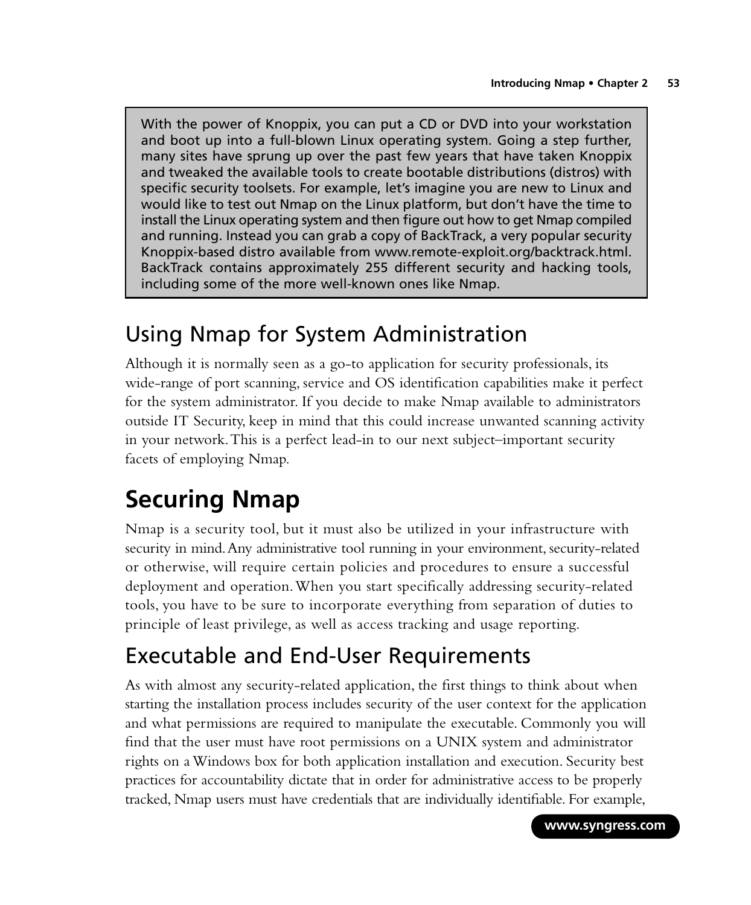> With the power of Knoppix, you can put a CD or DVD into your workstation and boot up into a full-blown Linux operating system. Going a step further, many sites have sprung up over the past few years that have taken Knoppix and tweaked the available tools to create bootable distributions (distros) with specific security toolsets. For example, let's imagine you are new to Linux and would like to test out Nmap on the Linux platform, but don't have the time to install the Linux operating system and then figure out how to get Nmap compiled and running. Instead you can grab a copy of BackTrack, a very popular security Knoppix-based distro available from www.remote-exploit.org/backtrack.html. BackTrack contains approximately 255 different security and hacking tools, including some of the more well-known ones like Nmap.

## Using Nmap for System Administration

Although it is normally seen as a go-to application for security professionals, its wide-range of port scanning, service and OS identification capabilities make it perfect for the system administrator. If you decide to make Nmap available to administrators outside IT Security, keep in mind that this could increase unwanted scanning activity in your network. This is a perfect lead-in to our next subject–important security facets of employing Nmap.

# Securing Nmap

Nmap is a security tool, but it must also be utilized in your infrastructure with security in mind. Any administrative tool running in your environment, security-related or otherwise, will require certain policies and procedures to ensure a successful deployment and operation. When you start specifically addressing security-related tools, you have to be sure to incorporate everything from separation of duties to principle of least privilege, as well as access tracking and usage reporting.

## Executable and End-User Requirements

As with almost any security-related application, the first things to think about when starting the installation process includes security of the user context for the application and what permissions are required to manipulate the executable. Commonly you will find that the user must have root permissions on a UNIX system and administrator rights on a Windows box for both application installation and execution. Security best practices for accountability dictate that in order for administrative access to be properly tracked, Nmap users must have credentials that are individually identifiable. For example,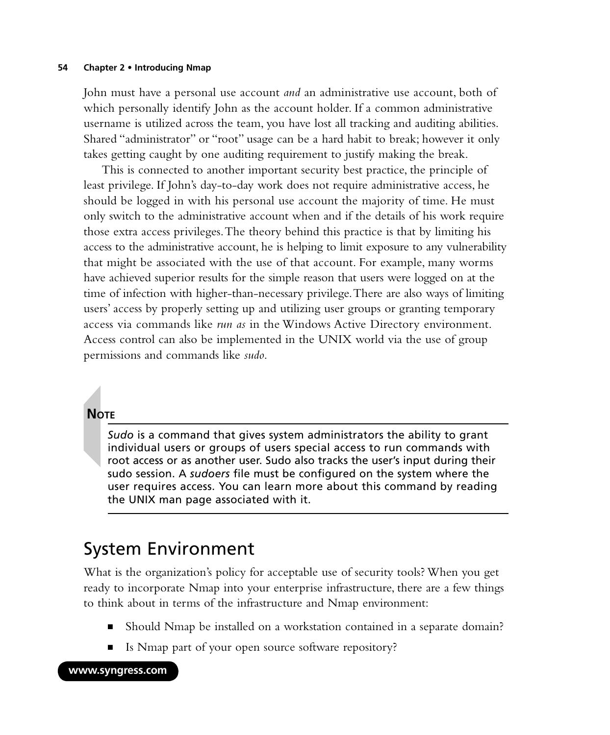John must have a personal use account *and* an administrative use account, both of which personally identify John as the account holder. If a common administrative username is utilized across the team, you have lost all tracking and auditing abilities. Shared "administrator" or "root" usage can be a hard habit to break; however it only takes getting caught by one auditing requirement to justify making the break.

This is connected to another important security best practice, the principle of least privilege. If John's day-to-day work does not require administrative access, he should be logged in with his personal use account the majority of time. He must only switch to the administrative account when and if the details of his work require those extra access privileges. The theory behind this practice is that by limiting his access to the administrative account, he is helping to limit exposure to any vulnerability that might be associated with the use of that account. For example, many worms have achieved superior results for the simple reason that users were logged on at the time of infection with higher-than-necessary privilege. There are also ways of limiting users' access by properly setting up and utilizing user groups or granting temporary access via commands like *run as* in the Windows Active Directory environment. Access control can also be implemented in the UNIX world via the use of group permissions and commands like *sudo*.

**NOTE**

*Sudo* is a command that gives system administrators the ability to grant individual users or groups of users special access to run commands with root access or as another user. Sudo also tracks the user's input during their sudo session. A *sudoers* file must be configured on the system where the user requires access. You can learn more about this command by reading the UNIX man page associated with it.

## System Environment

What is the organization's policy for acceptable use of security tools? When you get ready to incorporate Nmap into your enterprise infrastructure, there are a few things to think about in terms of the infrastructure and Nmap environment:

- Should Nmap be installed on a workstation contained in a separate domain?
- Is Nmap part of your open source software repository?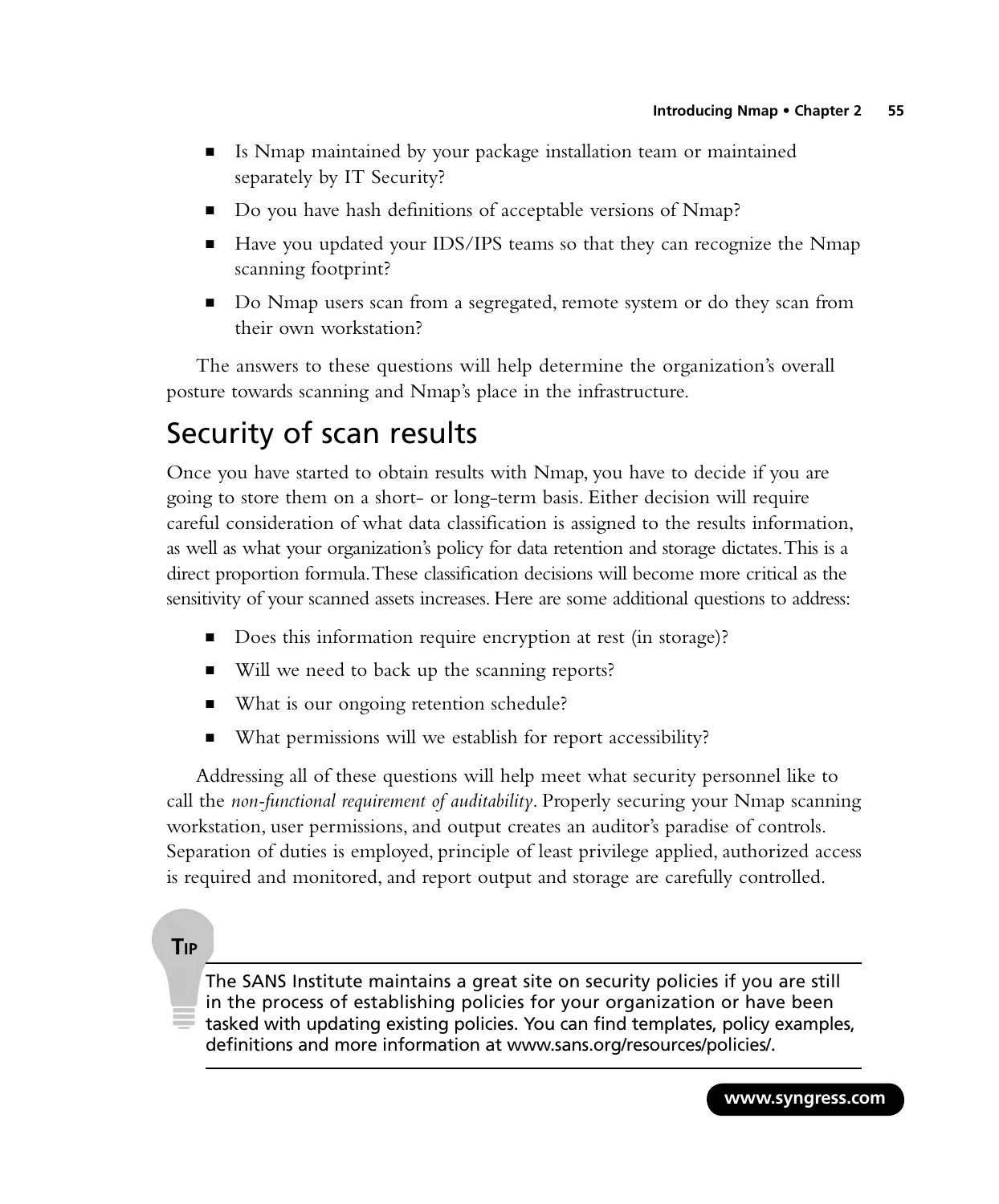- Is Nmap maintained by your package installation team or maintained separately by IT Security?
- Do you have hash definitions of acceptable versions of Nmap?
- Have you updated your IDS/IPS teams so that they can recognize the Nmap scanning footprint?
- Do Nmap users scan from a segregated, remote system or do they scan from their own workstation?

The answers to these questions will help determine the organization's overall posture towards scanning and Nmap's place in the infrastructure.

## Security of scan results

Once you have started to obtain results with Nmap, you have to decide if you are going to store them on a short- or long-term basis. Either decision will require careful consideration of what data classification is assigned to the results information, as well as what your organization's policy for data retention and storage dictates. This is a direct proportion formula. These classification decisions will become more critical as the sensitivity of your scanned assets increases. Here are some additional questions to address:

- Does this information require encryption at rest (in storage)?
- Will we need to back up the scanning reports?
- What is our ongoing retention schedule?
- What permissions will we establish for report accessibility?

Addressing all of these questions will help meet what security personnel like to call the *non-functional requirement of auditability*. Properly securing your Nmap scanning workstation, user permissions, and output creates an auditor's paradise of controls. Separation of duties is employed, principle of least privilege applied, authorized access is required and monitored, and report output and storage are carefully controlled.

**TIP**

The SANS Institute maintains a great site on security policies if you are still in the process of establishing policies for your organization or have been tasked with updating existing policies. You can find templates, policy examples, definitions and more information at www.sans.org/resources/policies/.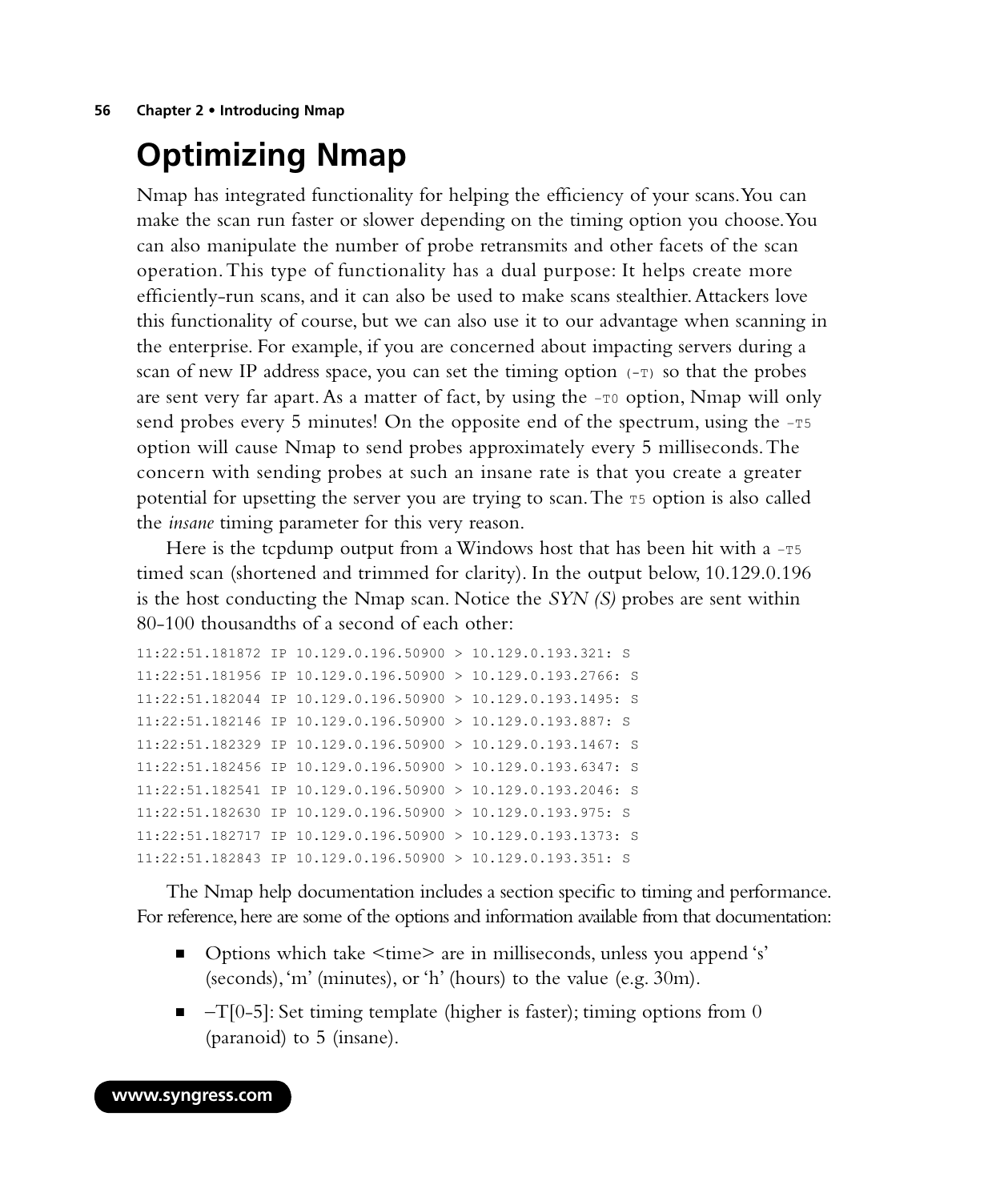# Optimizing Nmap

Nmap has integrated functionality for helping the efficiency of your scans. You can make the scan run faster or slower depending on the timing option you choose. You can also manipulate the number of probe retransmits and other facets of the scan operation. This type of functionality has a dual purpose: It helps create more efficiently-run scans, and it can also be used to make scans stealthier. Attackers love this functionality of course, but we can also use it to our advantage when scanning in the enterprise. For example, if you are concerned about impacting servers during a scan of new IP address space, you can set the timing option `(-T)` so that the probes are sent very far apart. As a matter of fact, by using the `-T0` option, Nmap will only send probes every 5 minutes! On the opposite end of the spectrum, using the `-T5` option will cause Nmap to send probes approximately every 5 milliseconds. The concern with sending probes at such an insane rate is that you create a greater potential for upsetting the server you are trying to scan. The `T5` option is also called the *insane* timing parameter for this very reason.

Here is the tcpdump output from a Windows host that has been hit with a `-T5` timed scan (shortened and trimmed for clarity). In the output below, 10.129.0.196 is the host conducting the Nmap scan. Notice the *SYN (S)* probes are sent within 80-100 thousandths of a second of each other:

```
11:22:51.181872 IP 10.129.0.196.50900 > 10.129.0.193.321: S
11:22:51.181956 IP 10.129.0.196.50900 > 10.129.0.193.2766: S
11:22:51.182044 IP 10.129.0.196.50900 > 10.129.0.193.1495: S
11:22:51.182146 IP 10.129.0.196.50900 > 10.129.0.193.887: S
11:22:51.182329 IP 10.129.0.196.50900 > 10.129.0.193.1467: S
11:22:51.182456 IP 10.129.0.196.50900 > 10.129.0.193.6347: S
11:22:51.182541 IP 10.129.0.196.50900 > 10.129.0.193.2046: S
11:22:51.182630 IP 10.129.0.196.50900 > 10.129.0.193.975: S
11:22:51.182717 IP 10.129.0.196.50900 > 10.129.0.193.1373: S
11:22:51.182843 IP 10.129.0.196.50900 > 10.129.0.193.351: S
```

The Nmap help documentation includes a section specific to timing and performance. For reference, here are some of the options and information available from that documentation:

- Options which take <time> are in milliseconds, unless you append 's' (seconds), 'm' (minutes), or 'h' (hours) to the value (e.g. 30m).
- –T[0-5]: Set timing template (higher is faster); timing options from 0 (paranoid) to 5 (insane).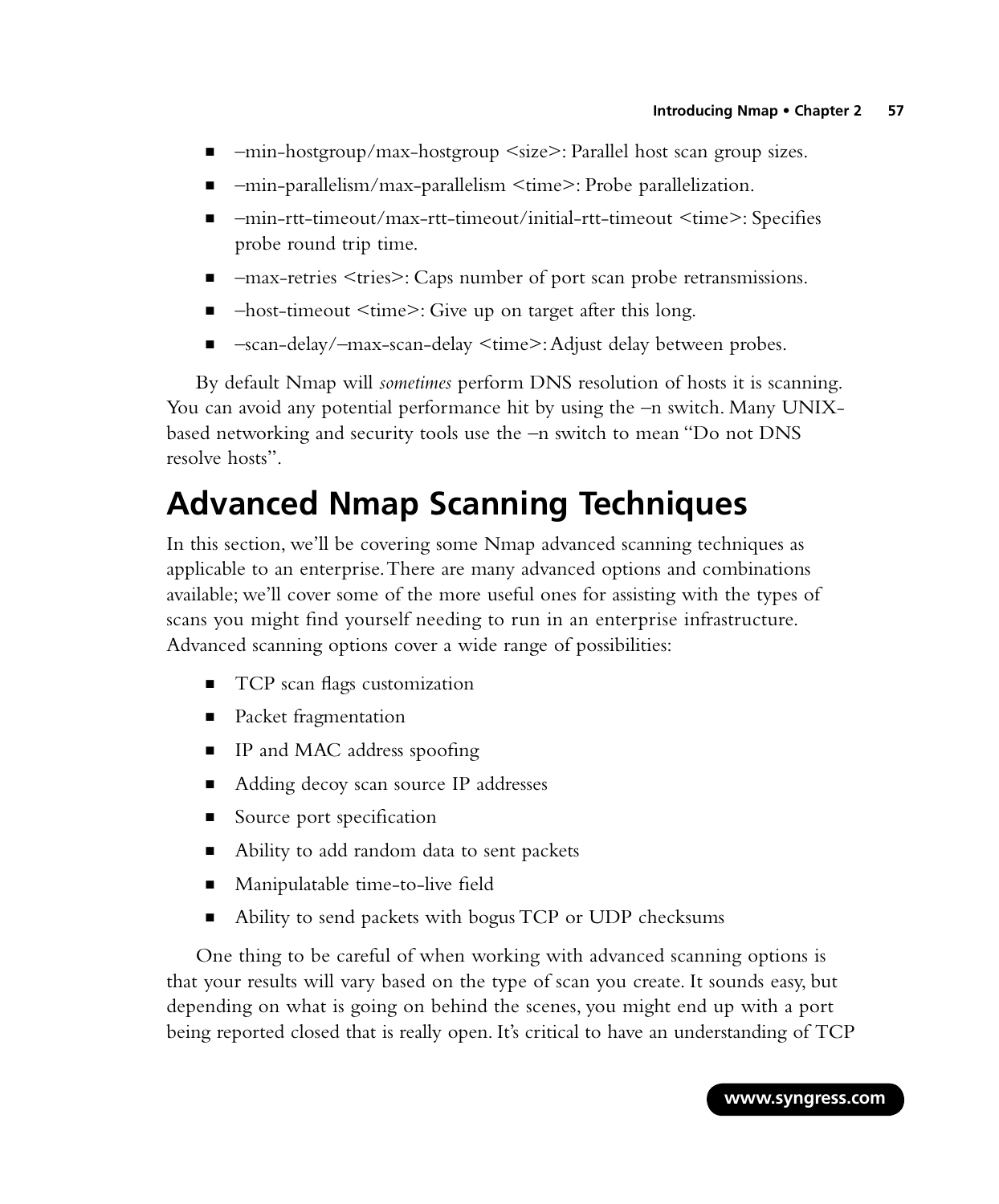- –min-hostgroup/max-hostgroup <size>: Parallel host scan group sizes.
- –min-parallelism/max-parallelism <time>: Probe parallelization.
- –min-rtt-timeout/max-rtt-timeout/initial-rtt-timeout <time>: Specifies probe round trip time.
- –max-retries <tries>: Caps number of port scan probe retransmissions.
- –host-timeout <time>: Give up on target after this long.
- –scan-delay/–max-scan-delay <time>: Adjust delay between probes.

By default Nmap will *sometimes* perform DNS resolution of hosts it is scanning. You can avoid any potential performance hit by using the –n switch. Many UNIX-based networking and security tools use the –n switch to mean "Do not DNS resolve hosts".

# Advanced Nmap Scanning Techniques

In this section, we'll be covering some Nmap advanced scanning techniques as applicable to an enterprise. There are many advanced options and combinations available; we'll cover some of the more useful ones for assisting with the types of scans you might find yourself needing to run in an enterprise infrastructure. Advanced scanning options cover a wide range of possibilities:

- TCP scan flags customization
- Packet fragmentation
- IP and MAC address spoofing
- Adding decoy scan source IP addresses
- Source port specification
- Ability to add random data to sent packets
- Manipulatable time-to-live field
- Ability to send packets with bogus TCP or UDP checksums

One thing to be careful of when working with advanced scanning options is that your results will vary based on the type of scan you create. It sounds easy, but depending on what is going on behind the scenes, you might end up with a port being reported closed that is really open. It's critical to have an understanding of TCP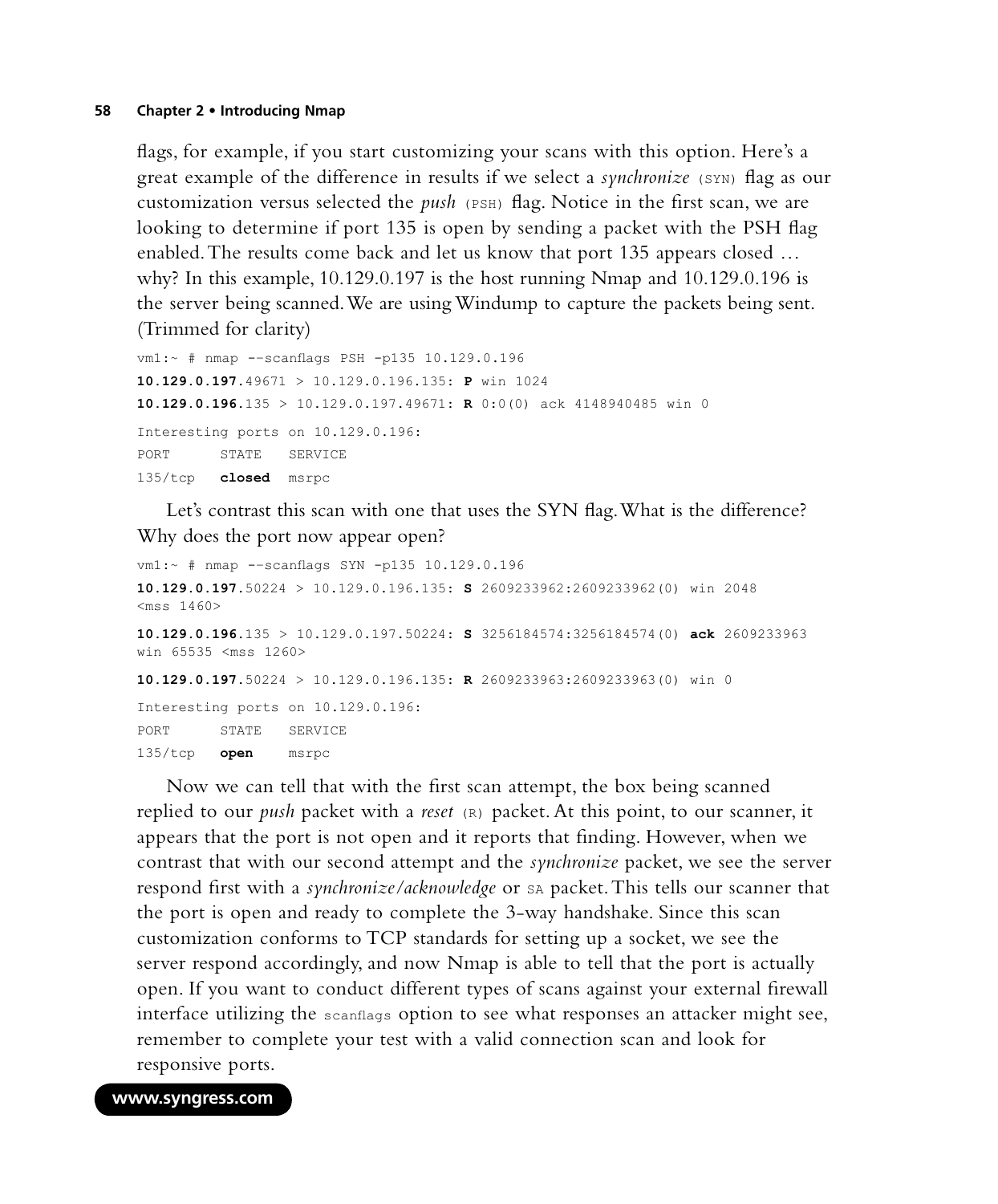flags, for example, if you start customizing your scans with this option. Here's a great example of the difference in results if we select a *synchronize* (SYN) flag as our customization versus selected the *push* (PSH) flag. Notice in the first scan, we are looking to determine if port 135 is open by sending a packet with the PSH flag enabled. The results come back and let us know that port 135 appears closed … why? In this example, 10.129.0.197 is the host running Nmap and 10.129.0.196 is the server being scanned. We are using Windump to capture the packets being sent. (Trimmed for clarity)

```
vm1:~ # nmap --scanflags PSH -p135 10.129.0.196
10.129.0.197.49671 > 10.129.0.196.135: P win 1024
10.129.0.196.135 > 10.129.0.197.49671: R 0:0(0) ack 4148940485 win 0
Interesting ports on 10.129.0.196:
PORT      STATE    SERVICE
135/tcp   closed   msrpc
```

Let's contrast this scan with one that uses the SYN flag. What is the difference? Why does the port now appear open?

```
vm1:~ # nmap --scanflags SYN -p135 10.129.0.196
10.129.0.197.50224 > 10.129.0.196.135: S 2609233962:2609233962(0) win 2048
<mss 1460>
10.129.0.196.135 > 10.129.0.197.50224: S 3256184574:3256184574(0) ack 2609233963
win 65535 <mss 1260>
10.129.0.197.50224 > 10.129.0.196.135: R 2609233963:2609233963(0) win 0
Interesting ports on 10.129.0.196:
PORT      STATE    SERVICE
135/tcp   open     msrpc
```

Now we can tell that with the first scan attempt, the box being scanned replied to our *push* packet with a *reset* (R) packet. At this point, to our scanner, it appears that the port is not open and it reports that finding. However, when we contrast that with our second attempt and the *synchronize* packet, we see the server respond first with a *synchronize/acknowledge* or SA packet. This tells our scanner that the port is open and ready to complete the 3-way handshake. Since this scan customization conforms to TCP standards for setting up a socket, we see the server respond accordingly, and now Nmap is able to tell that the port is actually open. If you want to conduct different types of scans against your external firewall interface utilizing the scanflags option to see what responses an attacker might see, remember to complete your test with a valid connection scan and look for responsive ports.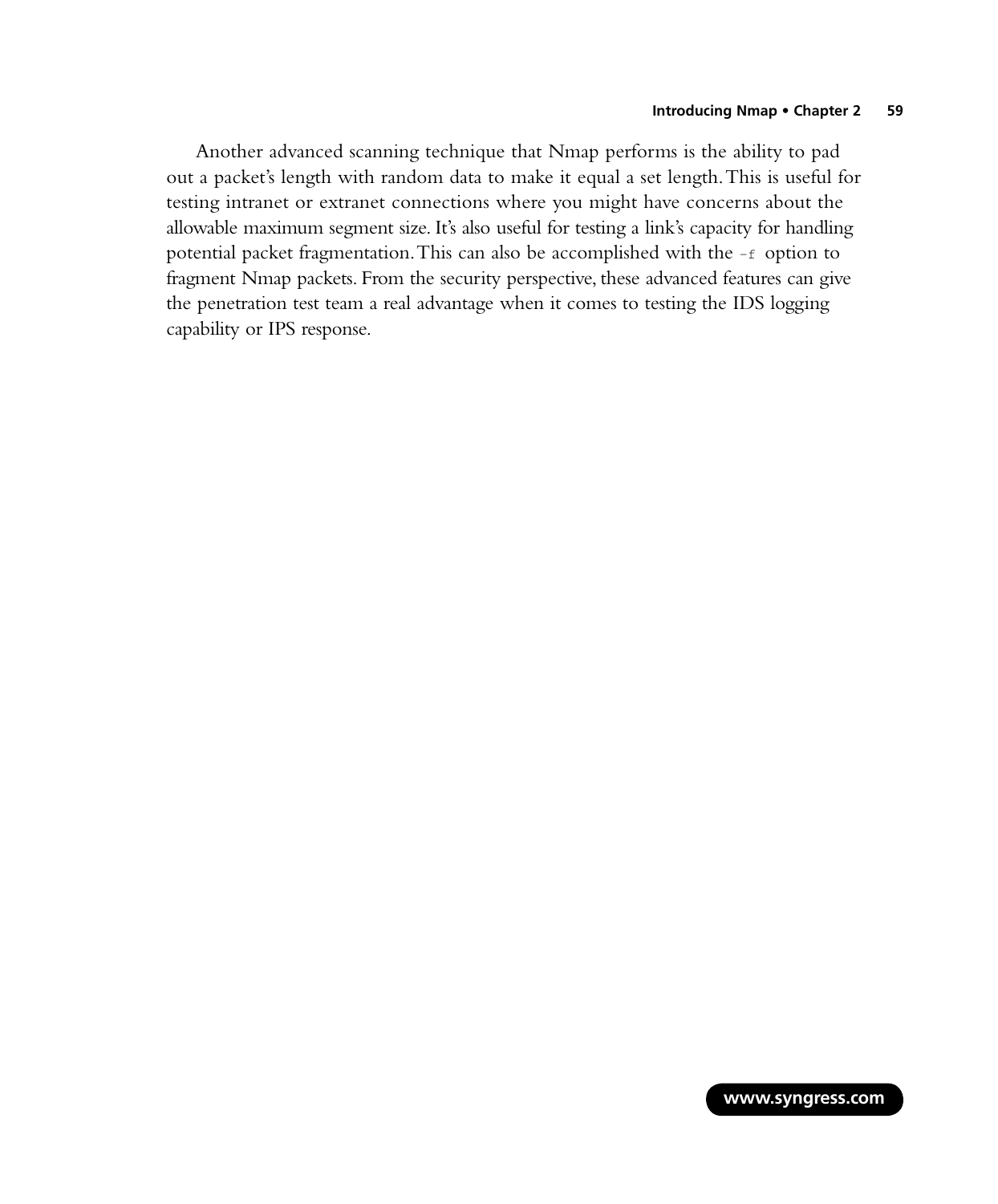Another advanced scanning technique that Nmap performs is the ability to pad out a packet's length with random data to make it equal a set length. This is useful for testing intranet or extranet connections where you might have concerns about the allowable maximum segment size. It's also useful for testing a link's capacity for handling potential packet fragmentation. This can also be accomplished with the `-f` option to fragment Nmap packets. From the security perspective, these advanced features can give the penetration test team a real advantage when it comes to testing the IDS logging capability or IPS response.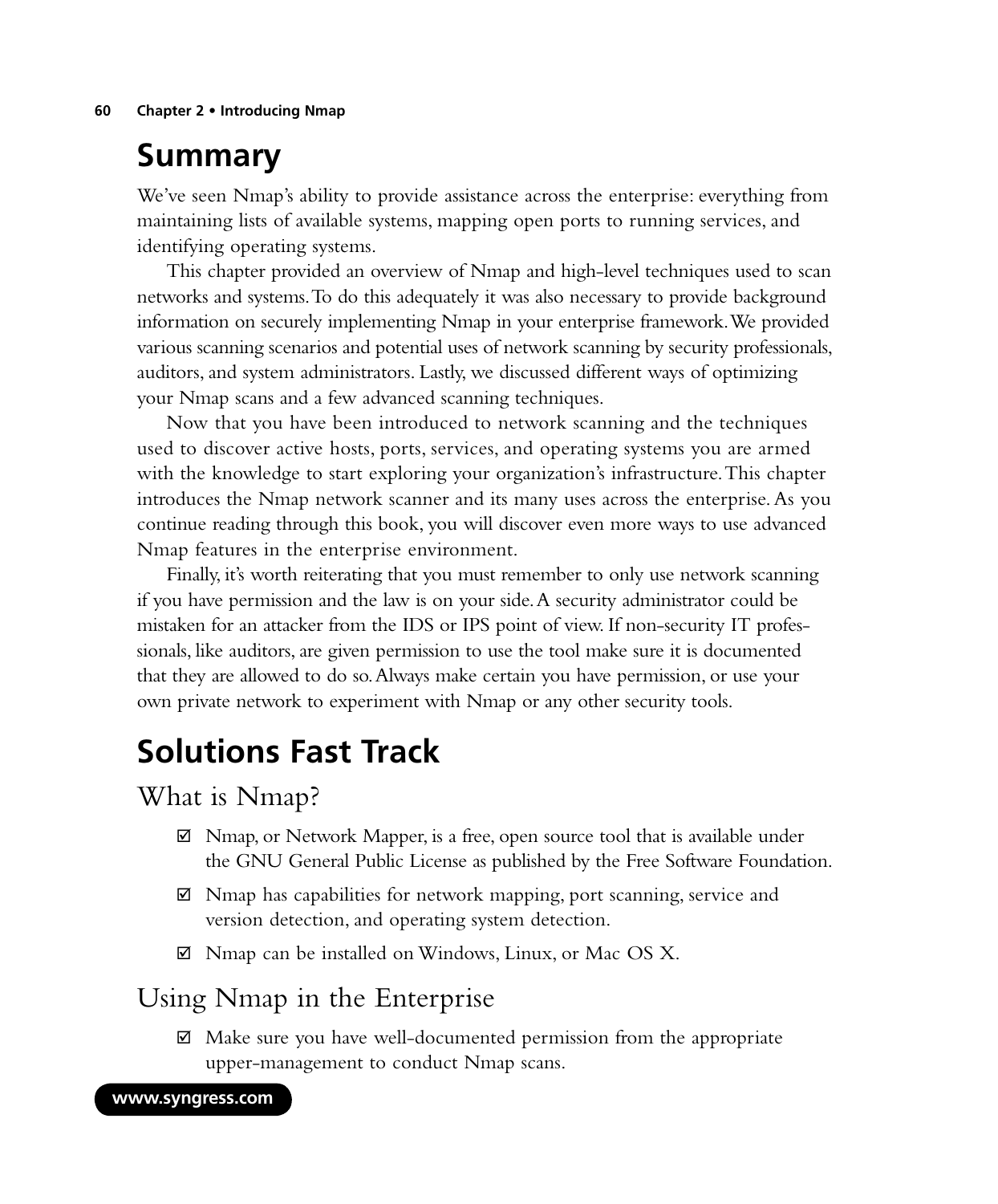## Summary

We've seen Nmap's ability to provide assistance across the enterprise: everything from maintaining lists of available systems, mapping open ports to running services, and identifying operating systems.

This chapter provided an overview of Nmap and high-level techniques used to scan networks and systems. To do this adequately it was also necessary to provide background information on securely implementing Nmap in your enterprise framework. We provided various scanning scenarios and potential uses of network scanning by security professionals, auditors, and system administrators. Lastly, we discussed different ways of optimizing your Nmap scans and a few advanced scanning techniques.

Now that you have been introduced to network scanning and the techniques used to discover active hosts, ports, services, and operating systems you are armed with the knowledge to start exploring your organization's infrastructure. This chapter introduces the Nmap network scanner and its many uses across the enterprise. As you continue reading through this book, you will discover even more ways to use advanced Nmap features in the enterprise environment.

Finally, it's worth reiterating that you must remember to only use network scanning if you have permission and the law is on your side. A security administrator could be mistaken for an attacker from the IDS or IPS point of view. If non-security IT professionals, like auditors, are given permission to use the tool make sure it is documented that they are allowed to do so. Always make certain you have permission, or use your own private network to experiment with Nmap or any other security tools.

## Solutions Fast Track

### What is Nmap?

- ☑ Nmap, or Network Mapper, is a free, open source tool that is available under the GNU General Public License as published by the Free Software Foundation.
- ☑ Nmap has capabilities for network mapping, port scanning, service and version detection, and operating system detection.
- ☑ Nmap can be installed on Windows, Linux, or Mac OS X.

### Using Nmap in the Enterprise

- ☑ Make sure you have well-documented permission from the appropriate upper-management to conduct Nmap scans.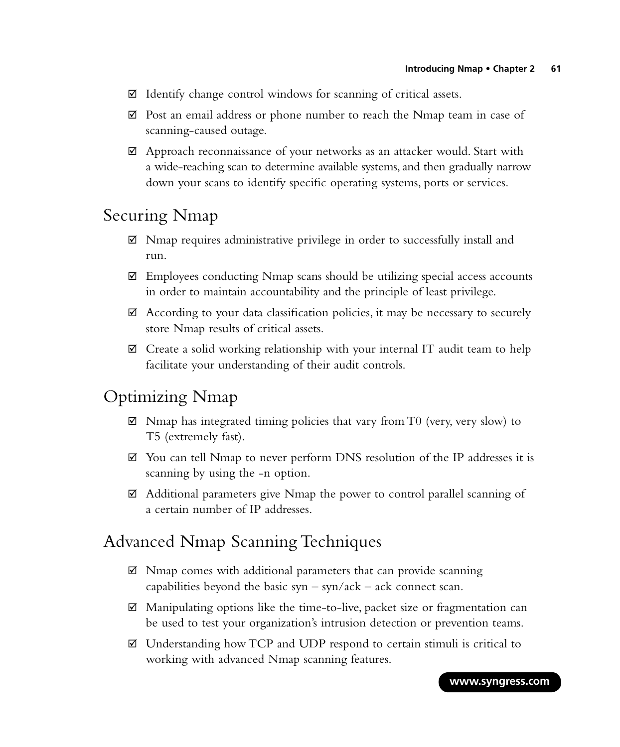☑ Identify change control windows for scanning of critical assets.

☑ Post an email address or phone number to reach the Nmap team in case of scanning-caused outage.

☑ Approach reconnaissance of your networks as an attacker would. Start with a wide-reaching scan to determine available systems, and then gradually narrow down your scans to identify specific operating systems, ports or services.

## Securing Nmap

☑ Nmap requires administrative privilege in order to successfully install and run.

☑ Employees conducting Nmap scans should be utilizing special access accounts in order to maintain accountability and the principle of least privilege.

☑ According to your data classification policies, it may be necessary to securely store Nmap results of critical assets.

☑ Create a solid working relationship with your internal IT audit team to help facilitate your understanding of their audit controls.

## Optimizing Nmap

☑ Nmap has integrated timing policies that vary from T0 (very, very slow) to T5 (extremely fast).

☑ You can tell Nmap to never perform DNS resolution of the IP addresses it is scanning by using the -n option.

☑ Additional parameters give Nmap the power to control parallel scanning of a certain number of IP addresses.

## Advanced Nmap Scanning Techniques

☑ Nmap comes with additional parameters that can provide scanning capabilities beyond the basic syn – syn/ack – ack connect scan.

☑ Manipulating options like the time-to-live, packet size or fragmentation can be used to test your organization's intrusion detection or prevention teams.

☑ Understanding how TCP and UDP respond to certain stimuli is critical to working with advanced Nmap scanning features.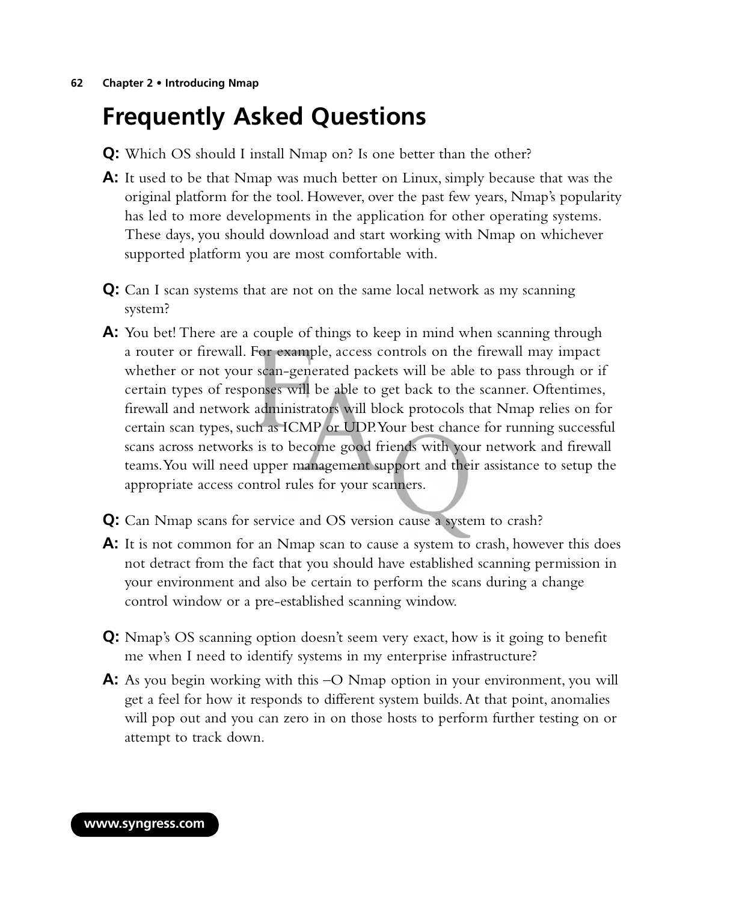# Frequently Asked Questions

**Q:** Which OS should I install Nmap on? Is one better than the other?

**A:** It used to be that Nmap was much better on Linux, simply because that was the original platform for the tool. However, over the past few years, Nmap's popularity has led to more developments in the application for other operating systems. These days, you should download and start working with Nmap on whichever supported platform you are most comfortable with.

**Q:** Can I scan systems that are not on the same local network as my scanning system?

**A:** You bet! There are a couple of things to keep in mind when scanning through a router or firewall. For example, access controls on the firewall may impact whether or not your scan-generated packets will be able to pass through or if certain types of responses will be able to get back to the scanner. Oftentimes, firewall and network administrators will block protocols that Nmap relies on for certain scan types, such as ICMP or UDP. Your best chance for running successful scans across networks is to become good friends with your network and firewall teams. You will need upper management support and their assistance to setup the appropriate access control rules for your scanners.

**Q:** Can Nmap scans for service and OS version cause a system to crash?

**A:** It is not common for an Nmap scan to cause a system to crash, however this does not detract from the fact that you should have established scanning permission in your environment and also be certain to perform the scans during a change control window or a pre-established scanning window.

**Q:** Nmap's OS scanning option doesn't seem very exact, how is it going to benefit me when I need to identify systems in my enterprise infrastructure?

**A:** As you begin working with this –O Nmap option in your environment, you will get a feel for how it responds to different system builds. At that point, anomalies will pop out and you can zero in on those hosts to perform further testing on or attempt to track down.